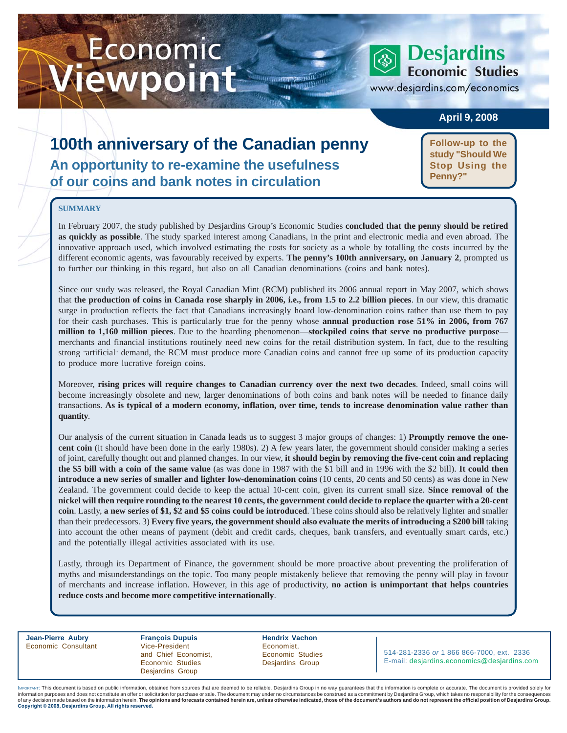# Economic Viewpoint

**Desjardins Economic Studies**
www.desjardins.com/economics

**April 9, 2008**

# 100th anniversary of the Canadian penny

## An opportunity to re-examine the usefulness of our coins and bank notes in circulation

**Follow-up to the study "Should We Stop Using the Penny?"**

### SUMMARY

In February 2007, the study published by Desjardins Group's Economic Studies **concluded that the penny should be retired as quickly as possible**. The study sparked interest among Canadians, in the print and electronic media and even abroad. The innovative approach used, which involved estimating the costs for society as a whole by totalling the costs incurred by the different economic agents, was favourably received by experts. **The penny's 100th anniversary, on January 2**, prompted us to further our thinking in this regard, but also on all Canadian denominations (coins and bank notes).

Since our study was released, the Royal Canadian Mint (RCM) published its 2006 annual report in May 2007, which shows that **the production of coins in Canada rose sharply in 2006, i.e., from 1.5 to 2.2 billion pieces**. In our view, this dramatic surge in production reflects the fact that Canadians increasingly hoard low-denomination coins rather than use them to pay for their cash purchases. This is particularly true for the penny whose **annual production rose 51% in 2006, from 767 million to 1,160 million pieces**. Due to the hoarding phenomenon—**stockpiled coins that serve no productive purpose**—merchants and financial institutions routinely need new coins for the retail distribution system. In fact, due to the resulting strong "artificial" demand, the RCM must produce more Canadian coins and cannot free up some of its production capacity to produce more lucrative foreign coins.

Moreover, **rising prices will require changes to Canadian currency over the next two decades**. Indeed, small coins will become increasingly obsolete and new, larger denominations of both coins and bank notes will be needed to finance daily transactions. **As is typical of a modern economy, inflation, over time, tends to increase denomination value rather than quantity**.

Our analysis of the current situation in Canada leads us to suggest 3 major groups of changes: 1) **Promptly remove the one-cent coin** (it should have been done in the early 1980s). 2) A few years later, the government should consider making a series of joint, carefully thought out and planned changes. In our view, **it should begin by removing the five-cent coin and replacing the $5 bill with a coin of the same value** (as was done in 1987 with the $1 bill and in 1996 with the $2 bill). **It could then introduce a new series of smaller and lighter low-denomination coins** (10 cents, 20 cents and 50 cents) as was done in New Zealand. The government could decide to keep the actual 10-cent coin, given its current small size. **Since removal of the nickel will then require rounding to the nearest 10 cents, the government could decide to replace the quarter with a 20-cent coin**. Lastly, **a new series of $1, $2 and $5 coins could be introduced**. These coins should also be relatively lighter and smaller than their predecessors. 3) **Every five years, the government should also evaluate the merits of introducing a $200 bill** taking into account the other means of payment (debit and credit cards, cheques, bank transfers, and eventually smart cards, etc.) and the potentially illegal activities associated with its use.

Lastly, through its Department of Finance, the government should be more proactive about preventing the proliferation of myths and misunderstandings on the topic. Too many people mistakenly believe that removing the penny will play in favour of merchants and increase inflation. However, in this age of productivity, **no action is unimportant that helps countries reduce costs and become more competitive internationally**.

**Jean-Pierre Aubry**
Economic Consultant

**François Dupuis**
Vice-President and Chief Economist, Economic Studies
Desjardins Group

**Hendrix Vachon**
Economist, Economic Studies
Desjardins Group

514-281-2336 *or* 1 866 866-7000, ext. 2336
E-mail: desjardins.economics@desjardins.com

IMPORTANT: This document is based on public information, obtained from sources that are deemed to be reliable. Desjardins Group in no way guarantees that the information is complete or accurate. The document is provided solely for information purposes and does not constitute an offer or solicitation for purchase or sale. The document may under no circumstances be construed as a commitment by Desjardins Group, which takes no responsibility for the consequences of any decision made based on the information herein. **The opinions and forecasts contained herein are, unless otherwise indicated, those of the document's authors and do not represent the official position of Desjardins Group.**
**Copyright © 2008, Desjardins Group. All rights reserved.**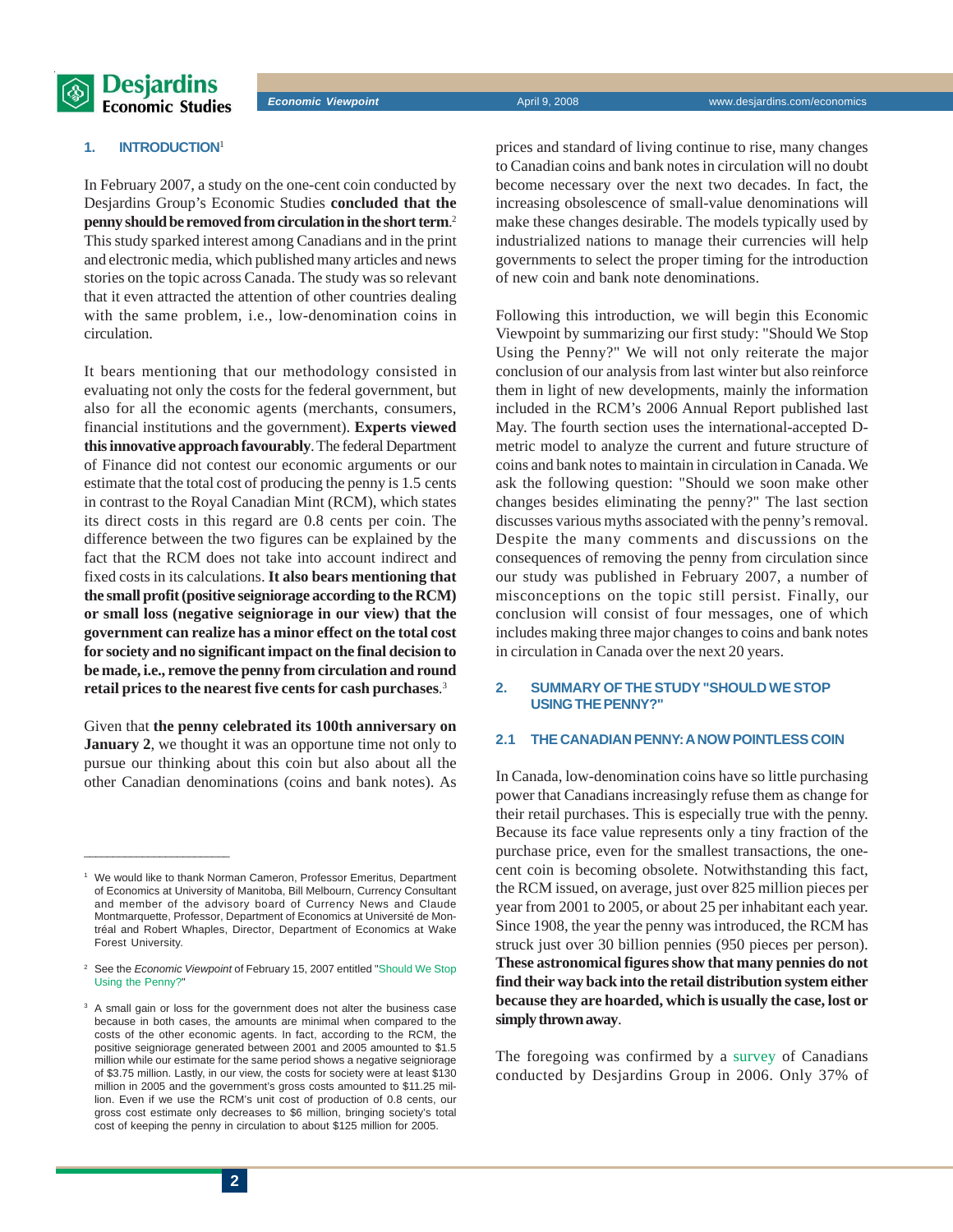## 1. INTRODUCTION[1]

In February 2007, a study on the one-cent coin conducted by Desjardins Group's Economic Studies **concluded that the penny should be removed from circulation in the short term**.[2] This study sparked interest among Canadians and in the print and electronic media, which published many articles and news stories on the topic across Canada. The study was so relevant that it even attracted the attention of other countries dealing with the same problem, i.e., low-denomination coins in circulation.

It bears mentioning that our methodology consisted in evaluating not only the costs for the federal government, but also for all the economic agents (merchants, consumers, financial institutions and the government). **Experts viewed this innovative approach favourably**. The federal Department of Finance did not contest our economic arguments or our estimate that the total cost of producing the penny is 1.5 cents in contrast to the Royal Canadian Mint (RCM), which states its direct costs in this regard are 0.8 cents per coin. The difference between the two figures can be explained by the fact that the RCM does not take into account indirect and fixed costs in its calculations. **It also bears mentioning that the small profit (positive seigniorage according to the RCM) or small loss (negative seigniorage in our view) that the government can realize has a minor effect on the total cost for society and no significant impact on the final decision to be made, i.e., remove the penny from circulation and round retail prices to the nearest five cents for cash purchases**.[3]

Given that **the penny celebrated its 100th anniversary on January 2**, we thought it was an opportune time not only to pursue our thinking about this coin but also about all the other Canadian denominations (coins and bank notes). As prices and standard of living continue to rise, many changes to Canadian coins and bank notes in circulation will no doubt become necessary over the next two decades. In fact, the increasing obsolescence of small-value denominations will make these changes desirable. The models typically used by industrialized nations to manage their currencies will help governments to select the proper timing for the introduction of new coin and bank note denominations.

Following this introduction, we will begin this Economic Viewpoint by summarizing our first study: "Should We Stop Using the Penny?" We will not only reiterate the major conclusion of our analysis from last winter but also reinforce them in light of new developments, mainly the information included in the RCM's 2006 Annual Report published last May. The fourth section uses the international-accepted D-metric model to analyze the current and future structure of coins and bank notes to maintain in circulation in Canada. We ask the following question: "Should we soon make other changes besides eliminating the penny?" The last section discusses various myths associated with the penny's removal. Despite the many comments and discussions on the consequences of removing the penny from circulation since our study was published in February 2007, a number of misconceptions on the topic still persist. Finally, our conclusion will consist of four messages, one of which includes making three major changes to coins and bank notes in circulation in Canada over the next 20 years.

## 2. SUMMARY OF THE STUDY "SHOULD WE STOP USING THE PENNY?"

### 2.1 THE CANADIAN PENNY: A NOW POINTLESS COIN

In Canada, low-denomination coins have so little purchasing power that Canadians increasingly refuse them as change for their retail purchases. This is especially true with the penny. Because its face value represents only a tiny fraction of the purchase price, even for the smallest transactions, the one-cent coin is becoming obsolete. Notwithstanding this fact, the RCM issued, on average, just over 825 million pieces per year from 2001 to 2005, or about 25 per inhabitant each year. Since 1908, the year the penny was introduced, the RCM has struck just over 30 billion pennies (950 pieces per person). **These astronomical figures show that many pennies do not find their way back into the retail distribution system either because they are hoarded, which is usually the case, lost or simply thrown away**.

The foregoing was confirmed by a survey of Canadians conducted by Desjardins Group in 2006. Only 37% of

---

[1] We would like to thank Norman Cameron, Professor Emeritus, Department of Economics at University of Manitoba, Bill Melbourn, Currency Consultant and member of the advisory board of Currency News and Claude Montmarquette, Professor, Department of Economics at Université de Montréal and Robert Whaples, Director, Department of Economics at Wake Forest University.

[2] See the *Economic Viewpoint* of February 15, 2007 entitled "Should We Stop Using the Penny?"

[3] A small gain or loss for the government does not alter the business case because in both cases, the amounts are minimal when compared to the costs of the other economic agents. In fact, according to the RCM, the positive seigniorage generated between 2001 and 2005 amounted to $1.5 million while our estimate for the same period shows a negative seigniorage of $3.75 million. Lastly, in our view, the costs for society were at least $130 million in 2005 and the government's gross costs amounted to $11.25 million. Even if we use the RCM's unit cost of production of 0.8 cents, our gross cost estimate only decreases to $6 million, bringing society's total cost of keeping the penny in circulation to about $125 million for 2005.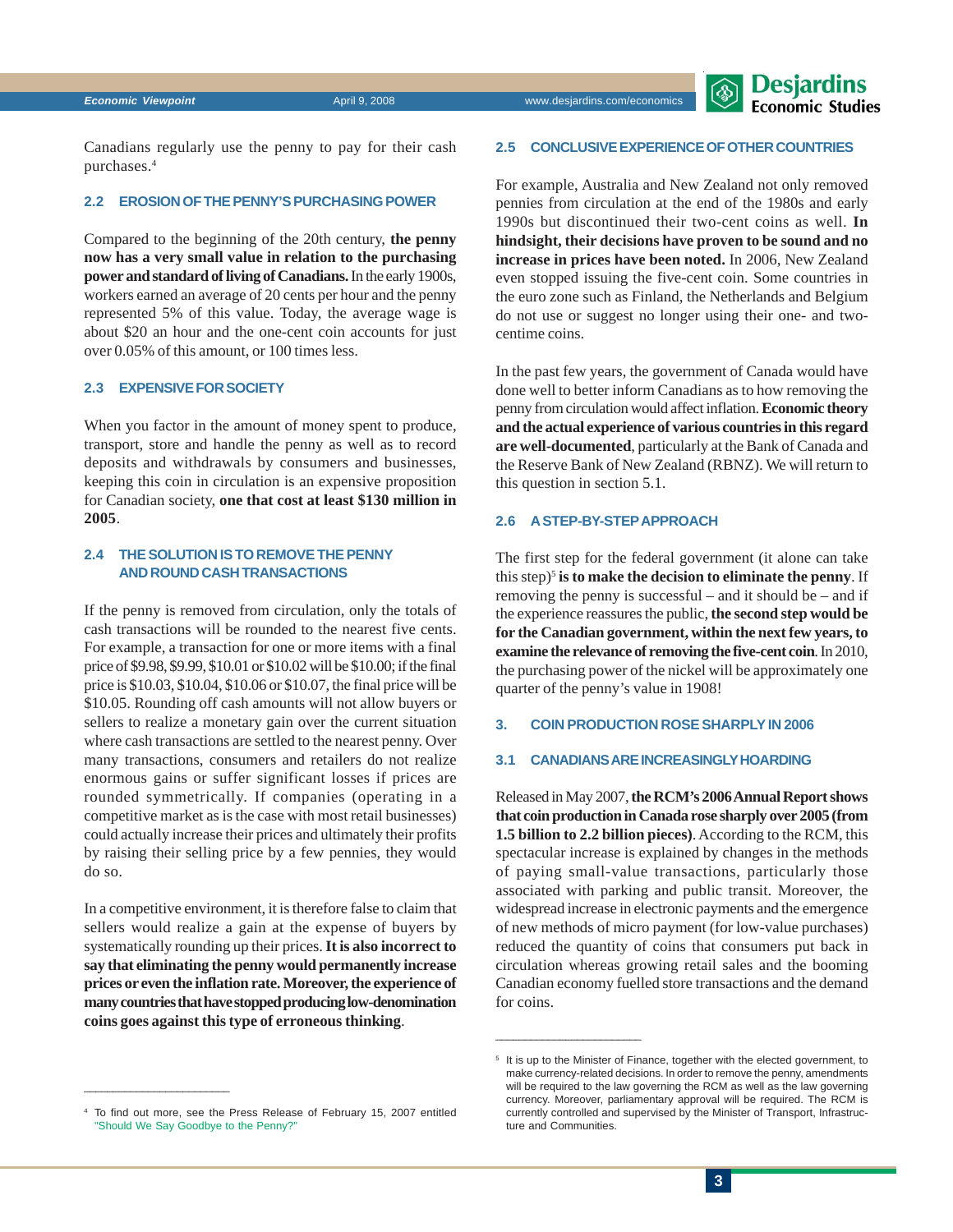Canadians regularly use the penny to pay for their cash purchases.[4]

## 2.2 EROSION OF THE PENNY'S PURCHASING POWER

Compared to the beginning of the 20th century, **the penny now has a very small value in relation to the purchasing power and standard of living of Canadians.** In the early 1900s, workers earned an average of 20 cents per hour and the penny represented 5% of this value. Today, the average wage is about $20 an hour and the one-cent coin accounts for just over 0.05% of this amount, or 100 times less.

## 2.3 EXPENSIVE FOR SOCIETY

When you factor in the amount of money spent to produce, transport, store and handle the penny as well as to record deposits and withdrawals by consumers and businesses, keeping this coin in circulation is an expensive proposition for Canadian society, **one that cost at least $130 million in 2005**.

## 2.4 THE SOLUTION IS TO REMOVE THE PENNY AND ROUND CASH TRANSACTIONS

If the penny is removed from circulation, only the totals of cash transactions will be rounded to the nearest five cents. For example, a transaction for one or more items with a final price of $9.98, $9.99, $10.01 or $10.02 will be $10.00; if the final price is $10.03, $10.04, $10.06 or $10.07, the final price will be $10.05. Rounding off cash amounts will not allow buyers or sellers to realize a monetary gain over the current situation where cash transactions are settled to the nearest penny. Over many transactions, consumers and retailers do not realize enormous gains or suffer significant losses if prices are rounded symmetrically. If companies (operating in a competitive market as is the case with most retail businesses) could actually increase their prices and ultimately their profits by raising their selling price by a few pennies, they would do so.

In a competitive environment, it is therefore false to claim that sellers would realize a gain at the expense of buyers by systematically rounding up their prices. **It is also incorrect to say that eliminating the penny would permanently increase prices or even the inflation rate. Moreover, the experience of many countries that have stopped producing low-denomination coins goes against this type of erroneous thinking**.

## 2.5 CONCLUSIVE EXPERIENCE OF OTHER COUNTRIES

For example, Australia and New Zealand not only removed pennies from circulation at the end of the 1980s and early 1990s but discontinued their two-cent coins as well. **In hindsight, their decisions have proven to be sound and no increase in prices have been noted.** In 2006, New Zealand even stopped issuing the five-cent coin. Some countries in the euro zone such as Finland, the Netherlands and Belgium do not use or suggest no longer using their one- and two-centime coins.

In the past few years, the government of Canada would have done well to better inform Canadians as to how removing the penny from circulation would affect inflation. **Economic theory and the actual experience of various countries in this regard are well-documented**, particularly at the Bank of Canada and the Reserve Bank of New Zealand (RBNZ). We will return to this question in section 5.1.

## 2.6 A STEP-BY-STEP APPROACH

The first step for the federal government (it alone can take this step)[5] **is to make the decision to eliminate the penny**. If removing the penny is successful – and it should be – and if the experience reassures the public, **the second step would be for the Canadian government, within the next few years, to examine the relevance of removing the five-cent coin**. In 2010, the purchasing power of the nickel will be approximately one quarter of the penny's value in 1908!

# 3. COIN PRODUCTION ROSE SHARPLY IN 2006

## 3.1 CANADIANS ARE INCREASINGLY HOARDING

Released in May 2007, **the RCM's 2006 Annual Report shows that coin production in Canada rose sharply over 2005 (from 1.5 billion to 2.2 billion pieces)**. According to the RCM, this spectacular increase is explained by changes in the methods of paying small-value transactions, particularly those associated with parking and public transit. Moreover, the widespread increase in electronic payments and the emergence of new methods of micro payment (for low-value purchases) reduced the quantity of coins that consumers put back in circulation whereas growing retail sales and the booming Canadian economy fuelled store transactions and the demand for coins.

---

[4] To find out more, see the Press Release of February 15, 2007 entitled "Should We Say Goodbye to the Penny?"

[5] It is up to the Minister of Finance, together with the elected government, to make currency-related decisions. In order to remove the penny, amendments will be required to the law governing the RCM as well as the law governing currency. Moreover, parliamentary approval will be required. The RCM is currently controlled and supervised by the Minister of Transport, Infrastructure and Communities.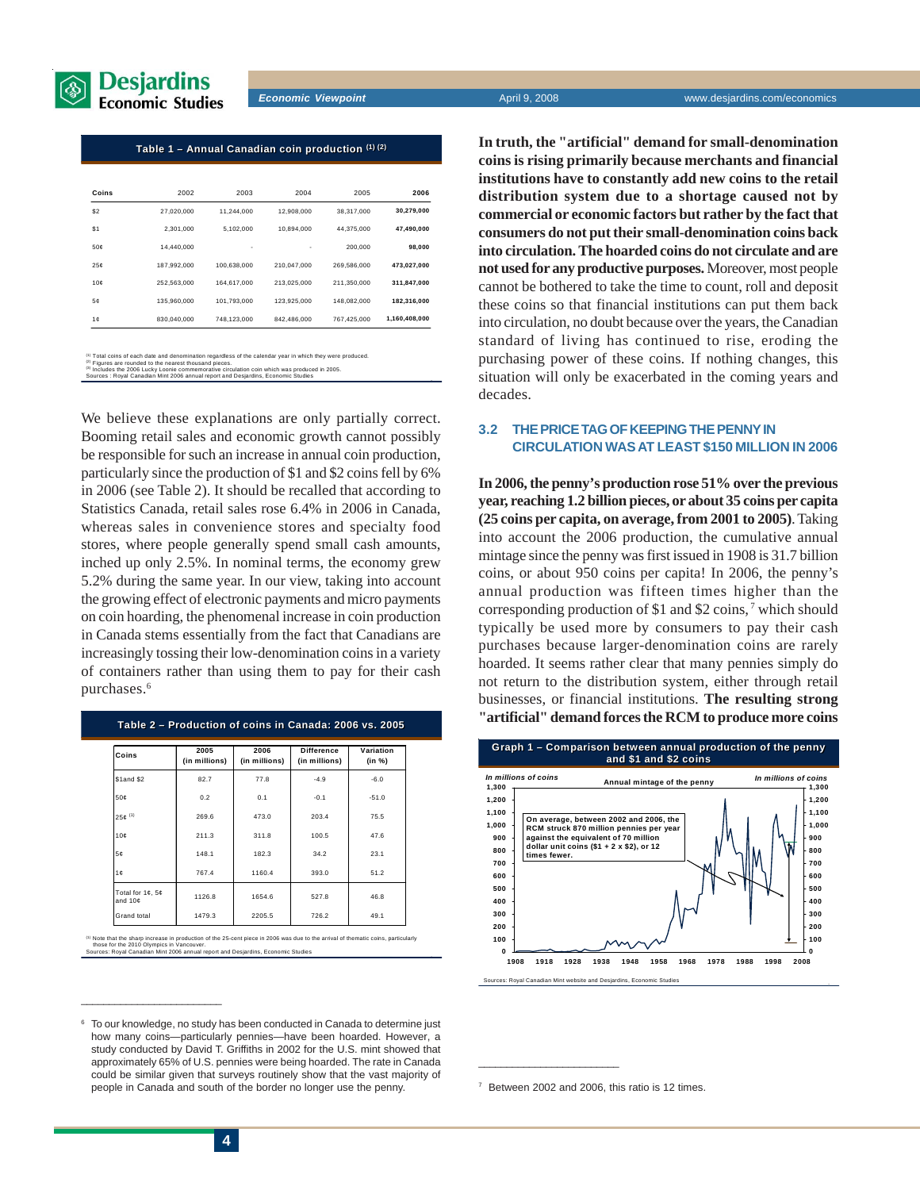**Table 1 – Annual Canadian coin production [1] [2]**

| Coins | 2002 | 2003 | 2004 | 2005 | 2006 |
|---|---|---|---|---|---|
| $2 | 27,020,000 | 11,244,000 | 12,908,000 | 38,317,000 | **30,279,000** |
| $1 | 2,301,000 | 5,102,000 | 10,894,000 | 44,375,000 | **47,490,000** |
| 50¢ | 14,440,000 | - | - | 200,000 | **98,000** |
| 25¢ | 187,992,000 | 100,638,000 | 210,047,000 | 269,586,000 | **473,027,000** |
| 10¢ | 252,563,000 | 164,617,000 | 213,025,000 | 211,350,000 | **311,847,000** |
| 5¢ | 135,960,000 | 101,793,000 | 123,925,000 | 148,082,000 | **182,316,000** |
| 1¢ | 830,040,000 | 748,123,000 | 842,486,000 | 767,425,000 | **1,160,408,000** |

[1] Total coins of each date and denomination regardless of the calendar year in which they were produced.
[2] Figures are rounded to the nearest thousand pieces.
[3] Includes the 2006 Lucky Loonie commemorative circulation coin which was produced in 2005.
Sources : Royal Canadian Mint 2006 annual report and Desjardins, Economic Studies

We believe these explanations are only partially correct. Booming retail sales and economic growth cannot possibly be responsible for such an increase in annual coin production, particularly since the production of $1 and $2 coins fell by 6% in 2006 (see Table 2). It should be recalled that according to Statistics Canada, retail sales rose 6.4% in 2006 in Canada, whereas sales in convenience stores and specialty food stores, where people generally spend small cash amounts, inched up only 2.5%. In nominal terms, the economy grew 5.2% during the same year. In our view, taking into account the growing effect of electronic payments and micro payments on coin hoarding, the phenomenal increase in coin production in Canada stems essentially from the fact that Canadians are increasingly tossing their low-denomination coins in a variety of containers rather than using them to pay for their cash purchases.[6]

**Table 2 – Production of coins in Canada: 2006 vs. 2005**

| Coins | 2005 (in millions) | 2006 (in millions) | Difference (in millions) | Variation (in %) |
|---|---|---|---|---|
| $1and $2 | 82.7 | 77.8 | -4.9 | -6.0 |
| 50¢ | 0.2 | 0.1 | -0.1 | -51.0 |
| 25¢ [1] | 269.6 | 473.0 | 203.4 | 75.5 |
| 10¢ | 211.3 | 311.8 | 100.5 | 47.6 |
| 5¢ | 148.1 | 182.3 | 34.2 | 23.1 |
| 1¢ | 767.4 | 1160.4 | 393.0 | 51.2 |
| Total for 1¢, 5¢ and 10¢ | 1126.8 | 1654.6 | 527.8 | 46.8 |
| Grand total | 1479.3 | 2205.5 | 726.2 | 49.1 |

[1] Note that the sharp increase in production of the 25-cent piece in 2006 was due to the arrival of thematic coins, particularly those for the 2010 Olympics in Vancouver.
Sources: Royal Canadian Mint 2006 annual report and Desjardins, Economic Studies

[6] To our knowledge, no study has been conducted in Canada to determine just how many coins—particularly pennies—have been hoarded. However, a study conducted by David T. Griffiths in 2002 for the U.S. mint showed that approximately 65% of U.S. pennies were being hoarded. The rate in Canada could be similar given that surveys routinely show that the vast majority of people in Canada and south of the border no longer use the penny.

**In truth, the "artificial" demand for small-denomination coins is rising primarily because merchants and financial institutions have to constantly add new coins to the retail distribution system due to a shortage caused not by commercial or economic factors but rather by the fact that consumers do not put their small-denomination coins back into circulation. The hoarded coins do not circulate and are not used for any productive purposes.** Moreover, most people cannot be bothered to take the time to count, roll and deposit these coins so that financial institutions can put them back into circulation, no doubt because over the years, the Canadian standard of living has continued to rise, eroding the purchasing power of these coins. If nothing changes, this situation will only be exacerbated in the coming years and decades.

## 3.2 THE PRICE TAG OF KEEPING THE PENNY IN CIRCULATION WAS AT LEAST $150 MILLION IN 2006

**In 2006, the penny's production rose 51% over the previous year, reaching 1.2 billion pieces, or about 35 coins per capita (25 coins per capita, on average, from 2001 to 2005)**. Taking into account the 2006 production, the cumulative annual mintage since the penny was first issued in 1908 is 31.7 billion coins, or about 950 coins per capita! In 2006, the penny's annual production was fifteen times higher than the corresponding production of $1 and $2 coins,[7] which should typically be used more by consumers to pay their cash purchases because larger-denomination coins are rarely hoarded. It seems rather clear that many pennies simply do not return to the distribution system, either through retail businesses, or financial institutions. **The resulting strong "artificial" demand forces the RCM to produce more coins**

**Graph 1 – Comparison between annual production of the penny and $1 and $2 coins**

Annual mintage of the penny (in millions of coins), 1908–2008. On average, between 2002 and 2006, the RCM struck 870 million pennies per year against the equivalent of 70 million dollar unit coins ($1 + 2 x $2), or 12 times fewer.

Sources: Royal Canadian Mint website and Desjardins, Economic Studies

[7] Between 2002 and 2006, this ratio is 12 times.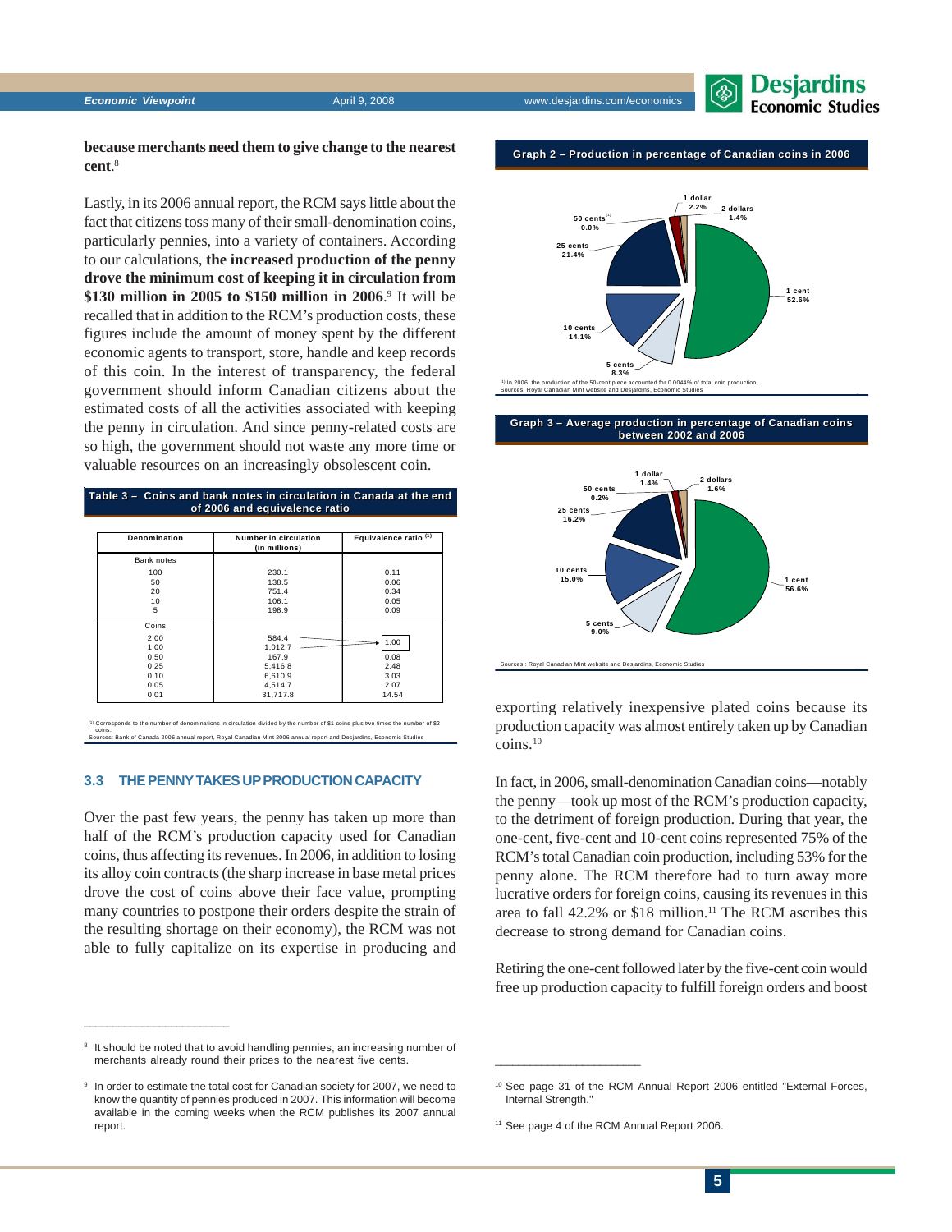**because merchants need them to give change to the nearest cent**.[8]

Lastly, in its 2006 annual report, the RCM says little about the fact that citizens toss many of their small-denomination coins, particularly pennies, into a variety of containers. According to our calculations, **the increased production of the penny drove the minimum cost of keeping it in circulation from $130 million in 2005 to $150 million in 2006**.[9] It will be recalled that in addition to the RCM's production costs, these figures include the amount of money spent by the different economic agents to transport, store, handle and keep records of this coin. In the interest of transparency, the federal government should inform Canadian citizens about the estimated costs of all the activities associated with keeping the penny in circulation. And since penny-related costs are so high, the government should not waste any more time or valuable resources on an increasingly obsolescent coin.

**Table 3 – Coins and bank notes in circulation in Canada at the end of 2006 and equivalence ratio**

| Denomination | Number in circulation (in millions) | Equivalence ratio [1] |
|---|---|---|
| Bank notes | | |
| 100 | 230.1 | 0.11 |
| 50 | 138.5 | 0.06 |
| 20 | 751.4 | 0.34 |
| 10 | 106.1 | 0.05 |
| 5 | 198.9 | 0.09 |
| Coins | | |
| 2.00 | 584.4 | 1.00 |
| 1.00 | 1,012.7 | |
| 0.50 | 167.9 | 0.08 |
| 0.25 | 5,416.8 | 2.48 |
| 0.10 | 6,610.9 | 3.03 |
| 0.05 | 4,514.7 | 2.07 |
| 0.01 | 31,717.8 | 14.54 |

[1] Corresponds to the number of denominations in circulation divided by the number of $1 coins plus two times the number of $2 coins.
Sources: Bank of Canada 2006 annual report, Royal Canadian Mint 2006 annual report and Desjardins, Economic Studies

### 3.3 THE PENNY TAKES UP PRODUCTION CAPACITY

Over the past few years, the penny has taken up more than half of the RCM's production capacity used for Canadian coins, thus affecting its revenues. In 2006, in addition to losing its alloy coin contracts (the sharp increase in base metal prices drove the cost of coins above their face value, prompting many countries to postpone their orders despite the strain of the resulting shortage on their economy), the RCM was not able to fully capitalize on its expertise in producing and exporting relatively inexpensive plated coins because its production capacity was almost entirely taken up by Canadian coins.[10]

**Graph 2 – Production in percentage of Canadian coins in 2006**

| Denomination | % |
|---|---|
| 1 cent | 52.6% |
| 5 cents | 8.3% |
| 10 cents | 14.1% |
| 25 cents | 21.4% |
| 50 cents [1] | 0.0% |
| 1 dollar | 2.2% |
| 2 dollars | 1.4% |

[1] In 2006, the production of the 50-cent piece accounted for 0.0044% of total coin production.
Sources: Royal Canadian Mint website and Desjardins, Economic Studies

**Graph 3 – Average production in percentage of Canadian coins between 2002 and 2006**

| Denomination | % |
|---|---|
| 1 cent | 56.6% |
| 5 cents | 9.0% |
| 10 cents | 15.0% |
| 25 cents | 16.2% |
| 50 cents | 0.2% |
| 1 dollar | 1.4% |
| 2 dollars | 1.6% |

Sources : Royal Canadian Mint website and Desjardins, Economic Studies

In fact, in 2006, small-denomination Canadian coins—notably the penny—took up most of the RCM's production capacity, to the detriment of foreign production. During that year, the one-cent, five-cent and 10-cent coins represented 75% of the RCM's total Canadian coin production, including 53% for the penny alone. The RCM therefore had to turn away more lucrative orders for foreign coins, causing its revenues in this area to fall 42.2% or $18 million.[11] The RCM ascribes this decrease to strong demand for Canadian coins.

Retiring the one-cent followed later by the five-cent coin would free up production capacity to fulfill foreign orders and boost

---

[8] It should be noted that to avoid handling pennies, an increasing number of merchants already round their prices to the nearest five cents.

[9] In order to estimate the total cost for Canadian society for 2007, we need to know the quantity of pennies produced in 2007. This information will become available in the coming weeks when the RCM publishes its 2007 annual report.

[10] See page 31 of the RCM Annual Report 2006 entitled "External Forces, Internal Strength."

[11] See page 4 of the RCM Annual Report 2006.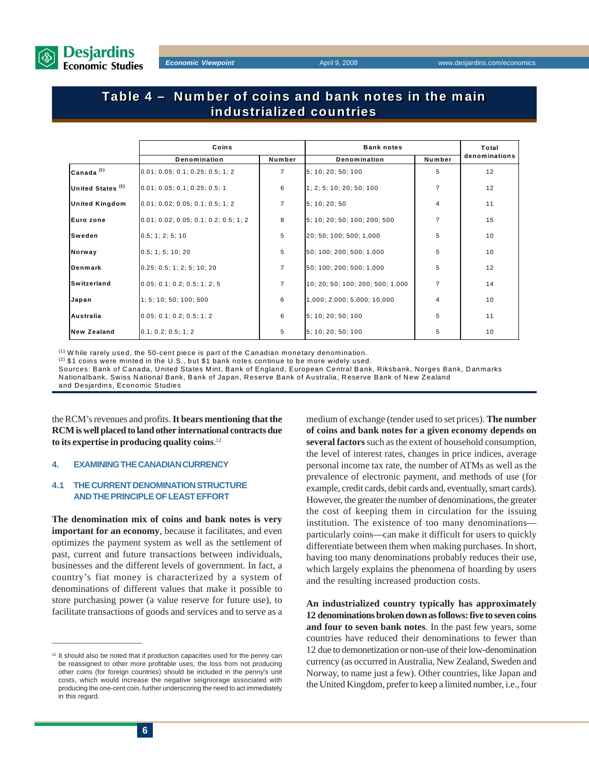## Table 4 – Number of coins and bank notes in the main industrialized countries

| | Coins | | Bank notes | | Total denominations |
|---|---|---|---|---|---|
| | Denomination | Number | Denomination | Number | |
| Canada [(1)] | 0.01; 0.05; 0.1; 0.25; 0.5; 1; 2 | 7 | 5; 10; 20; 50; 100 | 5 | 12 |
| United States [(2)] | 0.01; 0.05; 0.1; 0.25; 0.5; 1 | 6 | 1; 2; 5; 10; 20; 50; 100 | 7 | 12 |
| United Kingdom | 0.01; 0.02; 0.05; 0.1; 0.5; 1; 2 | 7 | 5; 10; 20; 50 | 4 | 11 |
| Euro zone | 0.01; 0.02; 0.05; 0.1; 0.2; 0.5; 1; 2 | 8 | 5; 10; 20; 50; 100; 200; 500 | 7 | 15 |
| Sweden | 0.5; 1; 2; 5; 10 | 5 | 20; 50; 100; 500; 1,000 | 5 | 10 |
| Norway | 0.5; 1; 5; 10; 20 | 5 | 50; 100; 200; 500; 1,000 | 5 | 10 |
| Denmark | 0.25; 0.5; 1; 2; 5; 10; 20 | 7 | 50; 100; 200; 500; 1,000 | 5 | 12 |
| Switzerland | 0.05; 0.1; 0.2; 0.5; 1; 2; 5 | 7 | 10; 20; 50; 100; 200; 500; 1,000 | 7 | 14 |
| Japan | 1; 5; 10; 50; 100; 500 | 6 | 1,000; 2,000; 5,000; 10,000 | 4 | 10 |
| Australia | 0.05; 0.1; 0.2; 0.5; 1; 2 | 6 | 5; 10; 20; 50; 100 | 5 | 11 |
| New Zealand | 0.1; 0.2; 0.5; 1; 2 | 5 | 5; 10; 20; 50; 100 | 5 | 10 |

[(1)] While rarely used, the 50-cent piece is part of the Canadian monetary denomination.
[(2)] $1 coins were minted in the U.S., but $1 bank notes continue to be more widely used.
Sources: Bank of Canada, United States Mint, Bank of England, European Central Bank, Riksbank, Norges Bank, Danmarks Nationalbank, Swiss National Bank, Bank of Japan, Reserve Bank of Australia, Reserve Bank of New Zealand and Desjardins, Economic Studies

the RCM's revenues and profits. **It bears mentioning that the RCM is well placed to land other international contracts due to its expertise in producing quality coins**.[12]

## 4. EXAMINING THE CANADIAN CURRENCY

### 4.1 THE CURRENT DENOMINATION STRUCTURE AND THE PRINCIPLE OF LEAST EFFORT

**The denomination mix of coins and bank notes is very important for an economy**, because it facilitates, and even optimizes the payment system as well as the settlement of past, current and future transactions between individuals, businesses and the different levels of government. In fact, a country's fiat money is characterized by a system of denominations of different values that make it possible to store purchasing power (a value reserve for future use), to facilitate transactions of goods and services and to serve as a medium of exchange (tender used to set prices). **The number of coins and bank notes for a given economy depends on several factors** such as the extent of household consumption, the level of interest rates, changes in price indices, average personal income tax rate, the number of ATMs as well as the prevalence of electronic payment, and methods of use (for example, credit cards, debit cards and, eventually, smart cards). However, the greater the number of denominations, the greater the cost of keeping them in circulation for the issuing institution. The existence of too many denominations—particularly coins—can make it difficult for users to quickly differentiate between them when making purchases. In short, having too many denominations probably reduces their use, which largely explains the phenomena of hoarding by users and the resulting increased production costs.

**An industrialized country typically has approximately 12 denominations broken down as follows: five to seven coins and four to seven bank notes**. In the past few years, some countries have reduced their denominations to fewer than 12 due to demonetization or non-use of their low-denomination currency (as occurred in Australia, New Zealand, Sweden and Norway, to name just a few). Other countries, like Japan and the United Kingdom, prefer to keep a limited number, i.e., four

---

[12] It should also be noted that if production capacities used for the penny can be reassigned to other more profitable uses, the loss from not producing other coins (for foreign countries) should be included in the penny's unit costs, which would increase the negative seigniorage associated with producing the one-cent coin, further underscoring the need to act immediately in this regard.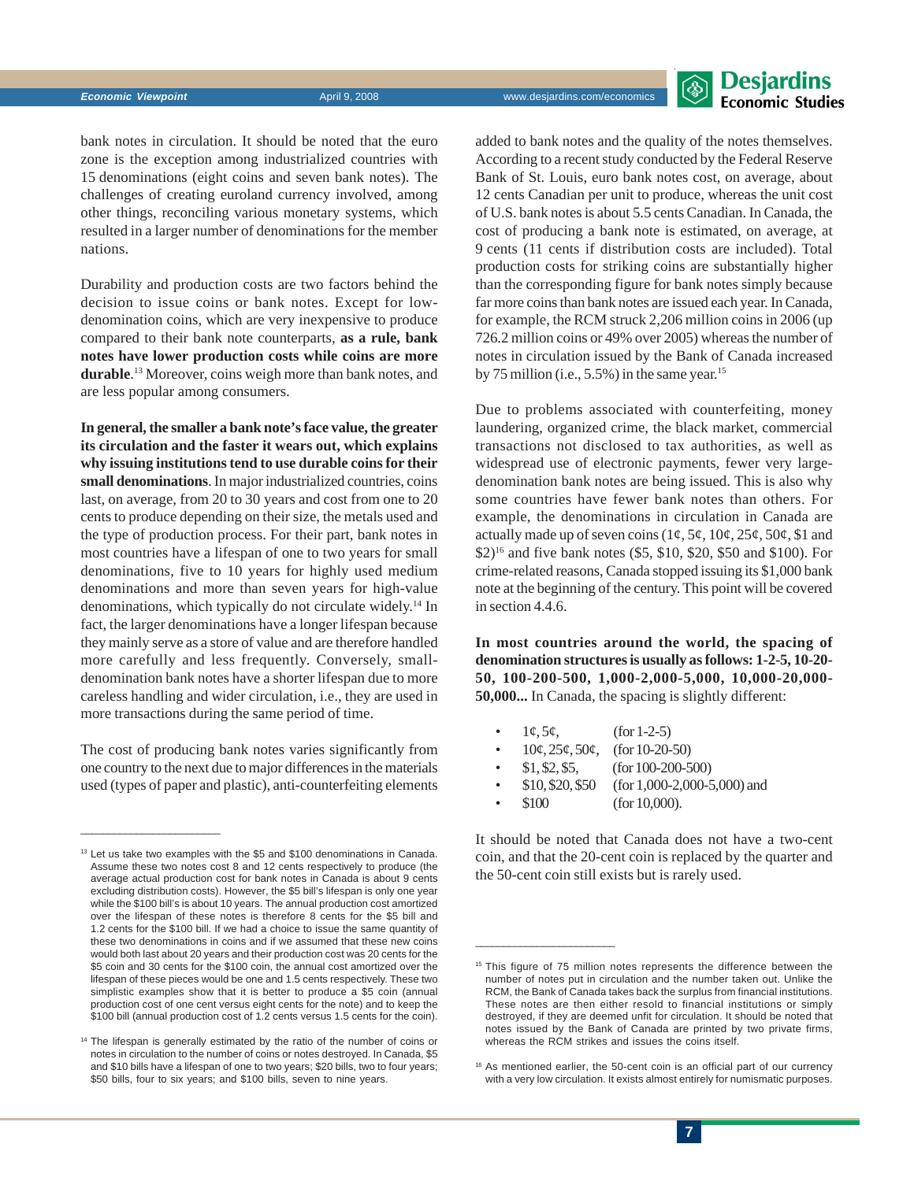bank notes in circulation. It should be noted that the euro zone is the exception among industrialized countries with 15 denominations (eight coins and seven bank notes). The challenges of creating euroland currency involved, among other things, reconciling various monetary systems, which resulted in a larger number of denominations for the member nations.

Durability and production costs are two factors behind the decision to issue coins or bank notes. Except for low-denomination coins, which are very inexpensive to produce compared to their bank note counterparts, **as a rule, bank notes have lower production costs while coins are more durable**.[13] Moreover, coins weigh more than bank notes, and are less popular among consumers.

**In general, the smaller a bank note's face value, the greater its circulation and the faster it wears out, which explains why issuing institutions tend to use durable coins for their small denominations**. In major industrialized countries, coins last, on average, from 20 to 30 years and cost from one to 20 cents to produce depending on their size, the metals used and the type of production process. For their part, bank notes in most countries have a lifespan of one to two years for small denominations, five to 10 years for highly used medium denominations and more than seven years for high-value denominations, which typically do not circulate widely.[14] In fact, the larger denominations have a longer lifespan because they mainly serve as a store of value and are therefore handled more carefully and less frequently. Conversely, small-denomination bank notes have a shorter lifespan due to more careless handling and wider circulation, i.e., they are used in more transactions during the same period of time.

The cost of producing bank notes varies significantly from one country to the next due to major differences in the materials used (types of paper and plastic), anti-counterfeiting elements added to bank notes and the quality of the notes themselves. According to a recent study conducted by the Federal Reserve Bank of St. Louis, euro bank notes cost, on average, about 12 cents Canadian per unit to produce, whereas the unit cost of U.S. bank notes is about 5.5 cents Canadian. In Canada, the cost of producing a bank note is estimated, on average, at 9 cents (11 cents if distribution costs are included). Total production costs for striking coins are substantially higher than the corresponding figure for bank notes simply because far more coins than bank notes are issued each year. In Canada, for example, the RCM struck 2,206 million coins in 2006 (up 726.2 million coins or 49% over 2005) whereas the number of notes in circulation issued by the Bank of Canada increased by 75 million (i.e., 5.5%) in the same year.[15]

Due to problems associated with counterfeiting, money laundering, organized crime, the black market, commercial transactions not disclosed to tax authorities, as well as widespread use of electronic payments, fewer very large-denomination bank notes are being issued. This is also why some countries have fewer bank notes than others. For example, the denominations in circulation in Canada are actually made up of seven coins (1¢, 5¢, 10¢, 25¢, 50¢, $1 and $2)[16] and five bank notes ($5, $10, $20, $50 and $100). For crime-related reasons, Canada stopped issuing its $1,000 bank note at the beginning of the century. This point will be covered in section 4.4.6.

**In most countries around the world, the spacing of denomination structures is usually as follows: 1-2-5, 10-20-50, 100-200-500, 1,000-2,000-5,000, 10,000-20,000-50,000...** In Canada, the spacing is slightly different:

- 1¢, 5¢, (for 1-2-5)
- 10¢, 25¢, 50¢, (for 10-20-50)
- $1, $2, $5, (for 100-200-500)
- $10, $20, $50 (for 1,000-2,000-5,000) and
- $100 (for 10,000).

It should be noted that Canada does not have a two-cent coin, and that the 20-cent coin is replaced by the quarter and the 50-cent coin still exists but is rarely used.

---

[13] Let us take two examples with the $5 and $100 denominations in Canada. Assume these two notes cost 8 and 12 cents respectively to produce (the average actual production cost for bank notes in Canada is about 9 cents excluding distribution costs). However, the $5 bill's lifespan is only one year while the $100 bill's is about 10 years. The annual production cost amortized over the lifespan of these notes is therefore 8 cents for the $5 bill and 1.2 cents for the $100 bill. If we had a choice to issue the same quantity of these two denominations in coins and if we assumed that these new coins would both last about 20 years and their production cost was 20 cents for the $5 coin and 30 cents for the $100 coin, the annual cost amortized over the lifespan of these pieces would be one and 1.5 cents respectively. These two simplistic examples show that it is better to produce a $5 coin (annual production cost of one cent versus eight cents for the note) and to keep the $100 bill (annual production cost of 1.2 cents versus 1.5 cents for the coin).

[14] The lifespan is generally estimated by the ratio of the number of coins or notes in circulation to the number of coins or notes destroyed. In Canada, $5 and $10 bills have a lifespan of one to two years; $20 bills, two to four years; $50 bills, four to six years; and $100 bills, seven to nine years.

[15] This figure of 75 million notes represents the difference between the number of notes put in circulation and the number taken out. Unlike the RCM, the Bank of Canada takes back the surplus from financial institutions. These notes are then either resold to financial institutions or simply destroyed, if they are deemed unfit for circulation. It should be noted that notes issued by the Bank of Canada are printed by two private firms, whereas the RCM strikes and issues the coins itself.

[16] As mentioned earlier, the 50-cent coin is an official part of our currency with a very low circulation. It exists almost entirely for numismatic purposes.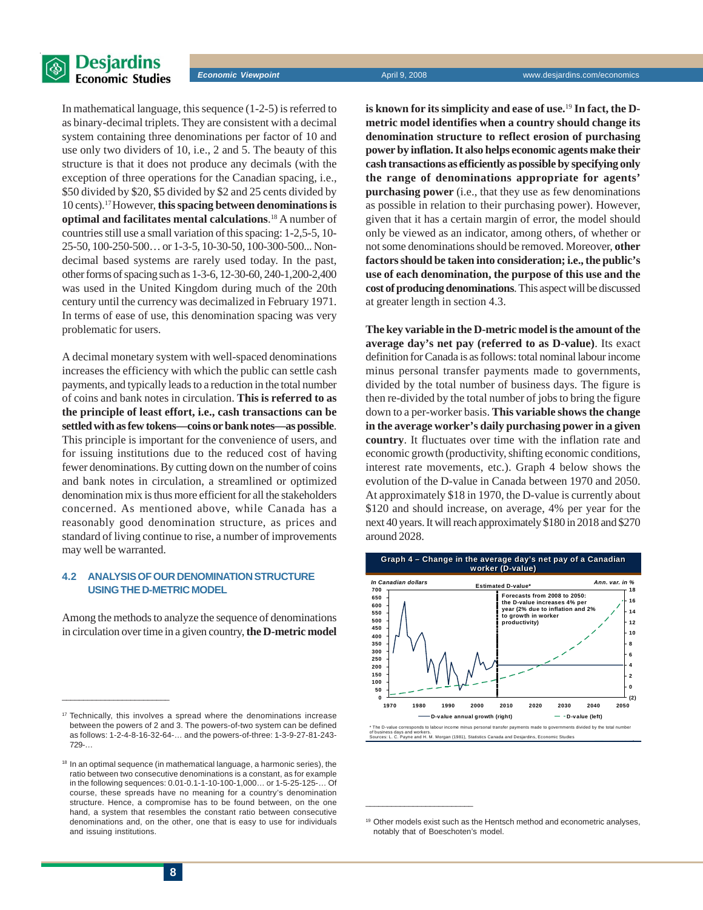In mathematical language, this sequence (1-2-5) is referred to as binary-decimal triplets. They are consistent with a decimal system containing three denominations per factor of 10 and use only two dividers of 10, i.e., 2 and 5. The beauty of this structure is that it does not produce any decimals (with the exception of three operations for the Canadian spacing, i.e., $50 divided by $20, $5 divided by $2 and 25 cents divided by 10 cents).[17] However, **this spacing between denominations is optimal and facilitates mental calculations**.[18] A number of countries still use a small variation of this spacing: 1-2,5-5, 10-25-50, 100-250-500… or 1-3-5, 10-30-50, 100-300-500... Non-decimal based systems are rarely used today. In the past, other forms of spacing such as 1-3-6, 12-30-60, 240-1,200-2,400 was used in the United Kingdom during much of the 20th century until the currency was decimalized in February 1971. In terms of ease of use, this denomination spacing was very problematic for users.

A decimal monetary system with well-spaced denominations increases the efficiency with which the public can settle cash payments, and typically leads to a reduction in the total number of coins and bank notes in circulation. **This is referred to as the principle of least effort, i.e., cash transactions can be settled with as few tokens—coins or bank notes—as possible**. This principle is important for the convenience of users, and for issuing institutions due to the reduced cost of having fewer denominations. By cutting down on the number of coins and bank notes in circulation, a streamlined or optimized denomination mix is thus more efficient for all the stakeholders concerned. As mentioned above, while Canada has a reasonably good denomination structure, as prices and standard of living continue to rise, a number of improvements may well be warranted.

### 4.2 ANALYSIS OF OUR DENOMINATION STRUCTURE USING THE D-METRIC MODEL

Among the methods to analyze the sequence of denominations in circulation over time in a given country, **the D-metric model is known for its simplicity and ease of use.**[19] **In fact, the D-metric model identifies when a country should change its denomination structure to reflect erosion of purchasing power by inflation. It also helps economic agents make their cash transactions as efficiently as possible by specifying only the range of denominations appropriate for agents' purchasing power** (i.e., that they use as few denominations as possible in relation to their purchasing power). However, given that it has a certain margin of error, the model should only be viewed as an indicator, among others, of whether or not some denominations should be removed. Moreover, **other factors should be taken into consideration; i.e., the public's use of each denomination, the purpose of this use and the cost of producing denominations**. This aspect will be discussed at greater length in section 4.3.

**The key variable in the D-metric model is the amount of the average day's net pay (referred to as D-value)**. Its exact definition for Canada is as follows: total nominal labour income minus personal transfer payments made to governments, divided by the total number of business days. The figure is then re-divided by the total number of jobs to bring the figure down to a per-worker basis. **This variable shows the change in the average worker's daily purchasing power in a given country**. It fluctuates over time with the inflation rate and economic growth (productivity, shifting economic conditions, interest rate movements, etc.). Graph 4 below shows the evolution of the D-value in Canada between 1970 and 2050. At approximately $18 in 1970, the D-value is currently about $120 and should increase, on average, 4% per year for the next 40 years. It will reach approximately $180 in 2018 and $270 around 2028.

**Graph 4 – Change in the average day's net pay of a Canadian worker (D-value)**

In Canadian dollars — Estimated D-value* — Ann. var. in %

Forecasts from 2008 to 2050: the D-value increases 4% per year (2% due to inflation and 2% to growth in worker productivity)

Legend: D-value annual growth (right); D-value (left)

\* The D-value corresponds to labour income minus personal transfer payments made to governments divided by the total number of business days and workers.
Sources: L. C. Payne and H. M. Morgan (1981), Statistics Canada and Desjardins, Economic Studies

---

[17] Technically, this involves a spread where the denominations increase between the powers of 2 and 3. The powers-of-two system can be defined as follows: 1-2-4-8-16-32-64-… and the powers-of-three: 1-3-9-27-81-243-729-…

[18] In an optimal sequence (in mathematical language, a harmonic series), the ratio between two consecutive denominations is a constant, as for example in the following sequences: 0.01-0.1-1-10-100-1,000… or 1-5-25-125-… Of course, these spreads have no meaning for a country's denomination structure. Hence, a compromise has to be found between, on the one hand, a system that resembles the constant ratio between consecutive denominations and, on the other, one that is easy to use for individuals and issuing institutions.

[19] Other models exist such as the Hentsch method and econometric analyses, notably that of Boeschoten's model.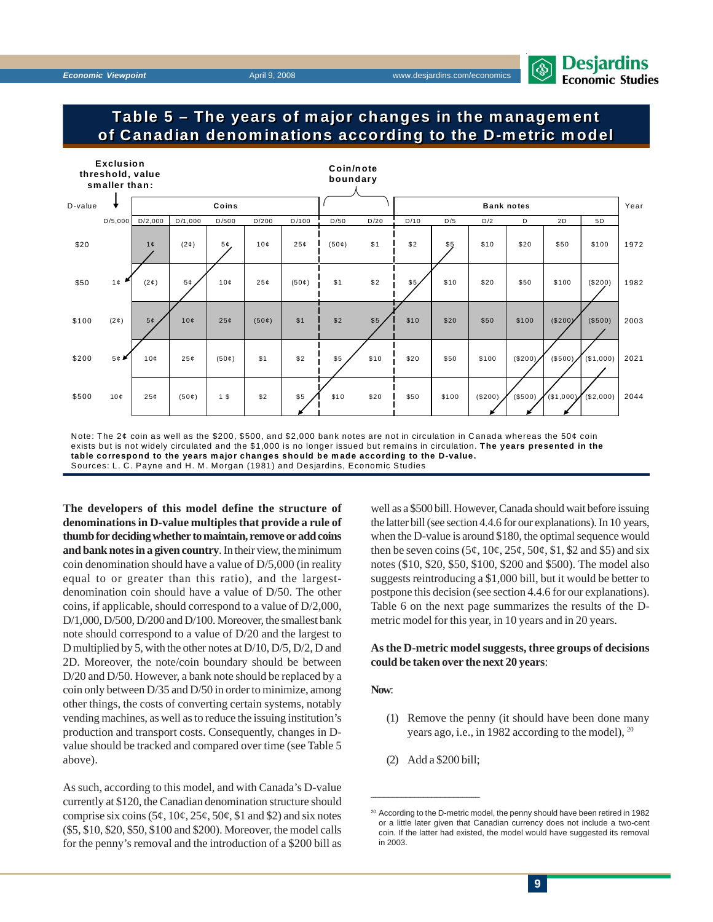## Table 5 – The years of major changes in the management of Canadian denominations according to the D-metric model

| D-value | Exclusion threshold, value smaller than: D/5,000 | Coins D/2,000 | D/1,000 | D/500 | D/200 | D/100 | Coin/note boundary D/50 | D/20 | Bank notes D/10 | D/5 | D/2 | D | 2D | 5D | Year |
|---|---|---|---|---|---|---|---|---|---|---|---|---|---|---|---|
| $20 | | 1¢ | (2¢) | 5¢ | 10¢ | 25¢ | (50¢) | $1 | $2 | $5 | $10 | $20 | $50 | $100 | 1972 |
| $50 | 1¢ | (2¢) | 5¢ | 10¢ | 25¢ | (50¢) | $1 | $2 | $5 | $10 | $20 | $50 | $100 | ($200) | 1982 |
| $100 | (2¢) | 5¢ | 10¢ | 25¢ | (50¢) | $1 | $2 | $5 | $10 | $20 | $50 | $100 | ($200) | ($500) | 2003 |
| $200 | 5¢ | 10¢ | 25¢ | (50¢) | $1 | $2 | $5 | $10 | $20 | $50 | $100 | ($200) | ($500) | ($1,000) | 2021 |
| $500 | 10¢ | 25¢ | (50¢) | 1 $ | $2 | $5 | $10 | $20 | $50 | $100 | ($200) | ($500) | ($1,000) | ($2,000) | 2044 |

Note: The 2¢ coin as well as the $200, $500, and $2,000 bank notes are not in circulation in Canada whereas the 50¢ coin exists but is not widely circulated and the $1,000 is no longer issued but remains in circulation. **The years presented in the table correspond to the years major changes should be made according to the D-value.**
Sources: L. C. Payne and H. M. Morgan (1981) and Desjardins, Economic Studies

**The developers of this model define the structure of denominations in D-value multiples that provide a rule of thumb for deciding whether to maintain, remove or add coins and bank notes in a given country**. In their view, the minimum coin denomination should have a value of D/5,000 (in reality equal to or greater than this ratio), and the largest-denomination coin should have a value of D/50. The other coins, if applicable, should correspond to a value of D/2,000, D/1,000, D/500, D/200 and D/100. Moreover, the smallest bank note should correspond to a value of D/20 and the largest to D multiplied by 5, with the other notes at D/10, D/5, D/2, D and 2D. Moreover, the note/coin boundary should be between D/20 and D/50. However, a bank note should be replaced by a coin only between D/35 and D/50 in order to minimize, among other things, the costs of converting certain systems, notably vending machines, as well as to reduce the issuing institution's production and transport costs. Consequently, changes in D-value should be tracked and compared over time (see Table 5 above).

As such, according to this model, and with Canada's D-value currently at $120, the Canadian denomination structure should comprise six coins (5¢, 10¢, 25¢, 50¢, $1 and $2) and six notes ($5, $10, $20, $50, $100 and $200). Moreover, the model calls for the penny's removal and the introduction of a $200 bill as well as a $500 bill. However, Canada should wait before issuing the latter bill (see section 4.4.6 for our explanations). In 10 years, when the D-value is around $180, the optimal sequence would then be seven coins (5¢, 10¢, 25¢, 50¢, $1, $2 and $5) and six notes ($10, $20, $50, $100, $200 and $500). The model also suggests reintroducing a $1,000 bill, but it would be better to postpone this decision (see section 4.4.6 for our explanations). Table 6 on the next page summarizes the results of the D-metric model for this year, in 10 years and in 20 years.

**As the D-metric model suggests, three groups of decisions could be taken over the next 20 years**:

**Now**:

(1) Remove the penny (it should have been done many years ago, i.e., in 1982 according to the model), [20]

(2) Add a $200 bill;

[20] According to the D-metric model, the penny should have been retired in 1982 or a little later given that Canadian currency does not include a two-cent coin. If the latter had existed, the model would have suggested its removal in 2003.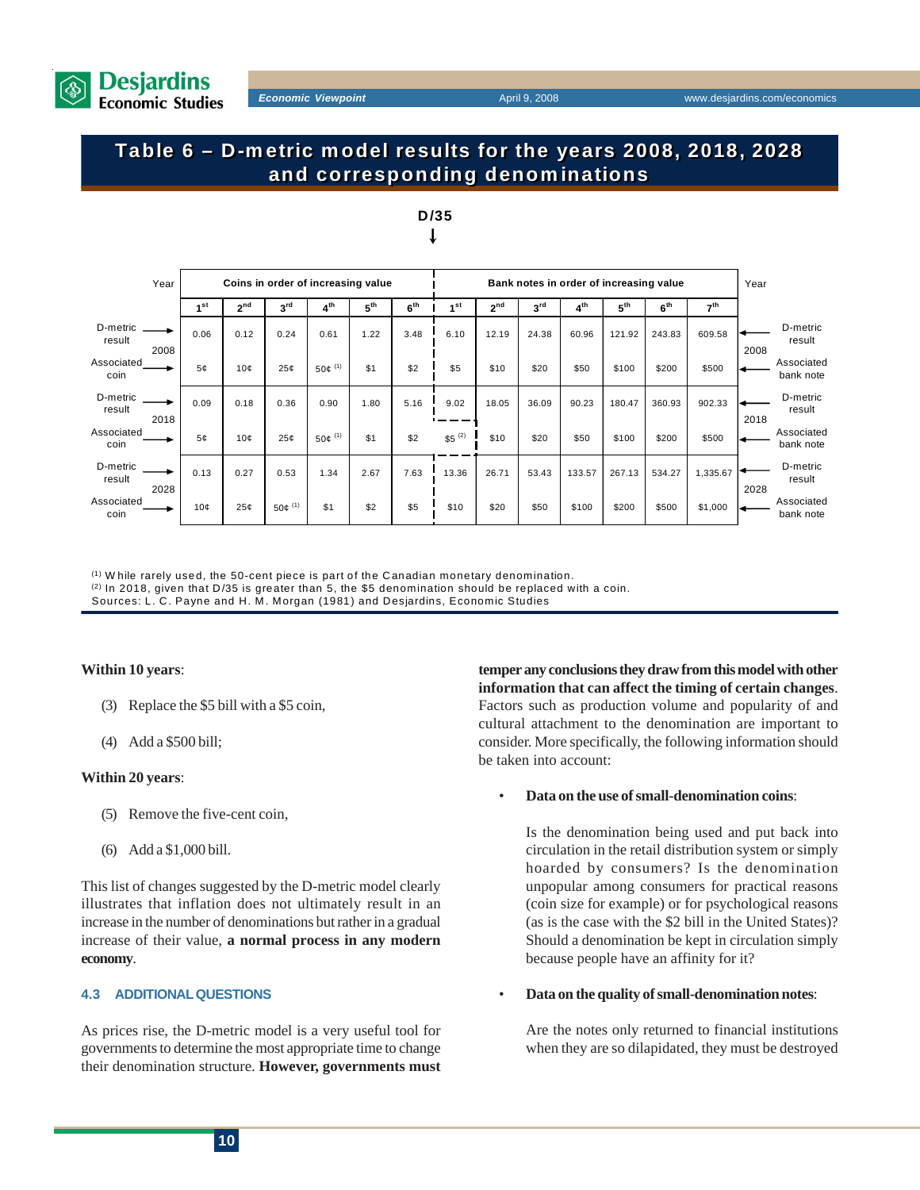## Table 6 – D-metric model results for the years 2008, 2018, 2028 and corresponding denominations

D/35 ↓

| Year | | Coins in order of increasing value | | | | | | Bank notes in order of increasing value | | | | | | | Year |
|---|---|---|---|---|---|---|---|---|---|---|---|---|---|---|---|
| | | 1st | 2nd | 3rd | 4th | 5th | 6th | 1st | 2nd | 3rd | 4th | 5th | 6th | 7th | |
| 2008 | D-metric result | 0.06 | 0.12 | 0.24 | 0.61 | 1.22 | 3.48 | 6.10 | 12.19 | 24.38 | 60.96 | 121.92 | 243.83 | 609.58 | D-metric result |
| 2008 | Associated coin | 5¢ | 10¢ | 25¢ | 50¢ (1) | $1 | $2 | $5 | $10 | $20 | $50 | $100 | $200 | $500 | Associated bank note |
| 2018 | D-metric result | 0.09 | 0.18 | 0.36 | 0.90 | 1.80 | 5.16 | 9.02 | 18.05 | 36.09 | 90.23 | 180.47 | 360.93 | 902.33 | D-metric result |
| 2018 | Associated coin | 5¢ | 10¢ | 25¢ | 50¢ (1) | $1 | $2 | $5 (2) | $10 | $20 | $50 | $100 | $200 | $500 | Associated bank note |
| 2028 | D-metric result | 0.13 | 0.27 | 0.53 | 1.34 | 2.67 | 7.63 | 13.36 | 26.71 | 53.43 | 133.57 | 267.13 | 534.27 | 1,335.67 | D-metric result |
| 2028 | Associated coin | 10¢ | 25¢ | 50¢ (1) | $1 | $2 | $5 | $10 | $20 | $50 | $100 | $200 | $500 | $1,000 | Associated bank note |

(1) While rarely used, the 50-cent piece is part of the Canadian monetary denomination.
(2) In 2018, given that D/35 is greater than 5, the $5 denomination should be replaced with a coin.
Sources: L. C. Payne and H. M. Morgan (1981) and Desjardins, Economic Studies

**Within 10 years**:

(3) Replace the $5 bill with a $5 coin,

(4) Add a $500 bill;

**Within 20 years**:

(5) Remove the five-cent coin,

(6) Add a $1,000 bill.

This list of changes suggested by the D-metric model clearly illustrates that inflation does not ultimately result in an increase in the number of denominations but rather in a gradual increase of their value, **a normal process in any modern economy**.

### 4.3 ADDITIONAL QUESTIONS

As prices rise, the D-metric model is a very useful tool for governments to determine the most appropriate time to change their denomination structure. **However, governments must temper any conclusions they draw from this model with other information that can affect the timing of certain changes**. Factors such as production volume and popularity of and cultural attachment to the denomination are important to consider. More specifically, the following information should be taken into account:

- **Data on the use of small-denomination coins**:

  Is the denomination being used and put back into circulation in the retail distribution system or simply hoarded by consumers? Is the denomination unpopular among consumers for practical reasons (coin size for example) or for psychological reasons (as is the case with the $2 bill in the United States)? Should a denomination be kept in circulation simply because people have an affinity for it?

- **Data on the quality of small-denomination notes**:

  Are the notes only returned to financial institutions when they are so dilapidated, they must be destroyed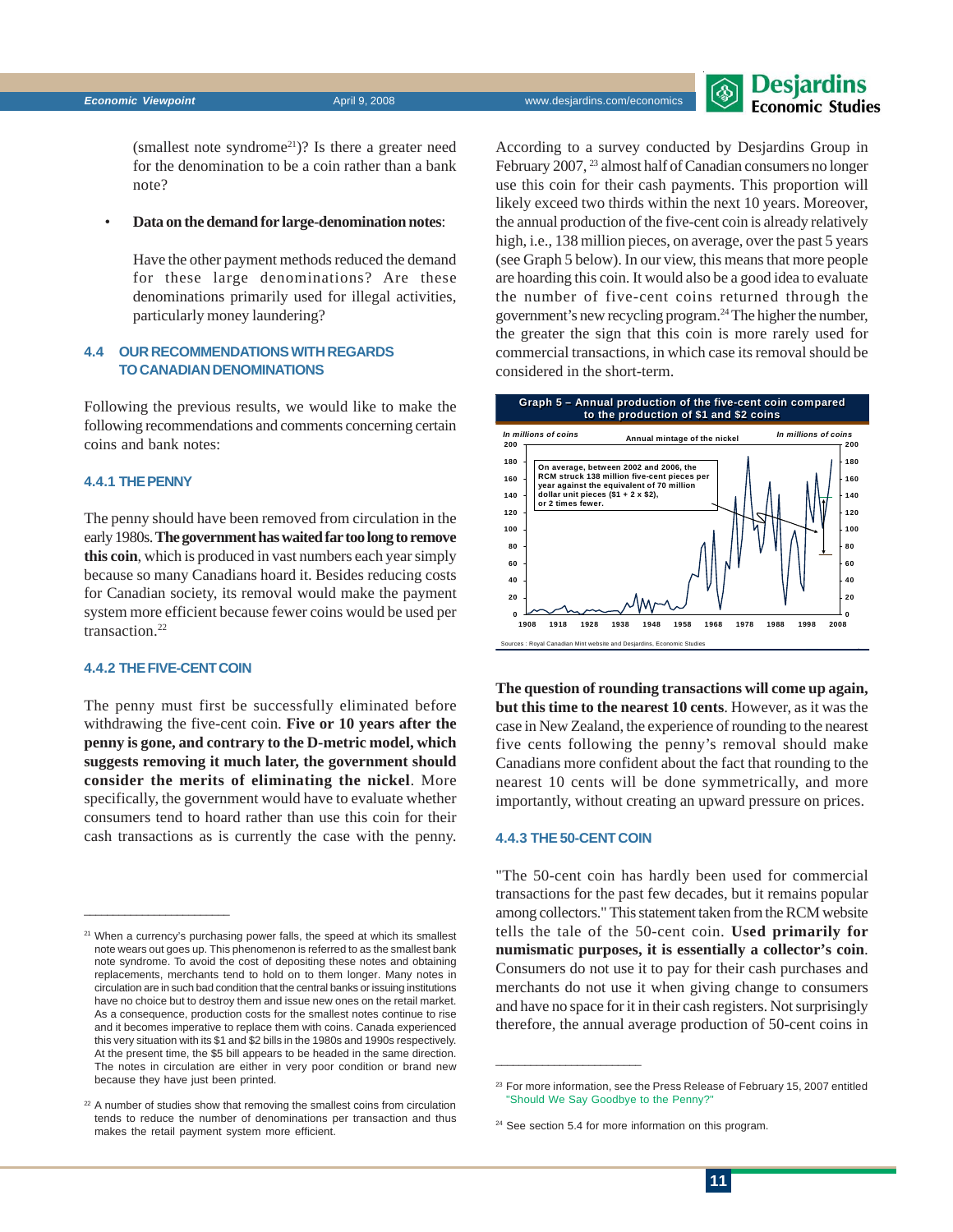(smallest note syndrome[21])? Is there a greater need for the denomination to be a coin rather than a bank note?

- **Data on the demand for large-denomination notes**:

  Have the other payment methods reduced the demand for these large denominations? Are these denominations primarily used for illegal activities, particularly money laundering?

### 4.4 OUR RECOMMENDATIONS WITH REGARDS TO CANADIAN DENOMINATIONS

Following the previous results, we would like to make the following recommendations and comments concerning certain coins and bank notes:

#### 4.4.1 THE PENNY

The penny should have been removed from circulation in the early 1980s. **The government has waited far too long to remove this coin**, which is produced in vast numbers each year simply because so many Canadians hoard it. Besides reducing costs for Canadian society, its removal would make the payment system more efficient because fewer coins would be used per transaction.[22]

#### 4.4.2 THE FIVE-CENT COIN

The penny must first be successfully eliminated before withdrawing the five-cent coin. **Five or 10 years after the penny is gone, and contrary to the D-metric model, which suggests removing it much later, the government should consider the merits of eliminating the nickel**. More specifically, the government would have to evaluate whether consumers tend to hoard rather than use this coin for their cash transactions as is currently the case with the penny.

According to a survey conducted by Desjardins Group in February 2007,[23] almost half of Canadian consumers no longer use this coin for their cash payments. This proportion will likely exceed two thirds within the next 10 years. Moreover, the annual production of the five-cent coin is already relatively high, i.e., 138 million pieces, on average, over the past 5 years (see Graph 5 below). In our view, this means that more people are hoarding this coin. It would also be a good idea to evaluate the number of five-cent coins returned through the government's new recycling program.[24] The higher the number, the greater the sign that this coin is more rarely used for commercial transactions, in which case its removal should be considered in the short-term.

**Graph 5 – Annual production of the five-cent coin compared to the production of $1 and $2 coins**

Annual mintage of the nickel (In millions of coins)

On average, between 2002 and 2006, the RCM struck 138 million five-cent pieces per year against the equivalent of 70 million dollar unit pieces ($1 + 2 x $2), or 2 times fewer.

Sources : Royal Canadian Mint website and Desjardins, Economic Studies

**The question of rounding transactions will come up again, but this time to the nearest 10 cents**. However, as it was the case in New Zealand, the experience of rounding to the nearest five cents following the penny's removal should make Canadians more confident about the fact that rounding to the nearest 10 cents will be done symmetrically, and more importantly, without creating an upward pressure on prices.

#### 4.4.3 THE 50-CENT COIN

"The 50-cent coin has hardly been used for commercial transactions for the past few decades, but it remains popular among collectors." This statement taken from the RCM website tells the tale of the 50-cent coin. **Used primarily for numismatic purposes, it is essentially a collector's coin**. Consumers do not use it to pay for their cash purchases and merchants do not use it when giving change to consumers and have no space for it in their cash registers. Not surprisingly therefore, the annual average production of 50-cent coins in

---

[21] When a currency's purchasing power falls, the speed at which its smallest note wears out goes up. This phenomenon is referred to as the smallest bank note syndrome. To avoid the cost of depositing these notes and obtaining replacements, merchants tend to hold on to them longer. Many notes in circulation are in such bad condition that the central banks or issuing institutions have no choice but to destroy them and issue new ones on the retail market. As a consequence, production costs for the smallest notes continue to rise and it becomes imperative to replace them with coins. Canada experienced this very situation with its $1 and $2 bills in the 1980s and 1990s respectively. At the present time, the $5 bill appears to be headed in the same direction. The notes in circulation are either in very poor condition or brand new because they have just been printed.

[22] A number of studies show that removing the smallest coins from circulation tends to reduce the number of denominations per transaction and thus makes the retail payment system more efficient.

[23] For more information, see the Press Release of February 15, 2007 entitled "Should We Say Goodbye to the Penny?"

[24] See section 5.4 for more information on this program.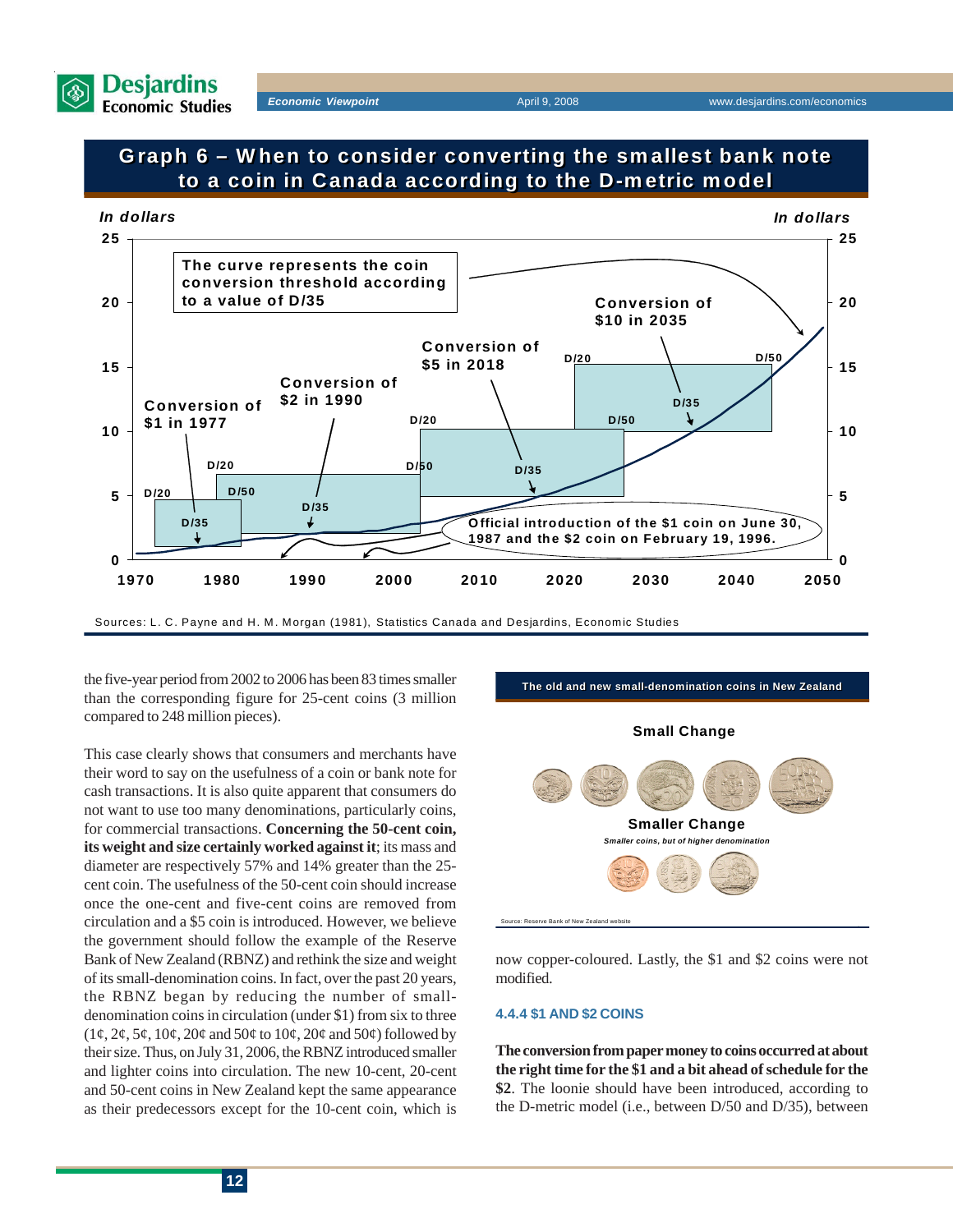## Graph 6 – When to consider converting the smallest bank note to a coin in Canada according to the D-metric model

In dollars

The curve represents the coin conversion threshold according to a value of D/35

Conversion of $1 in 1977

Conversion of $2 in 1990

Conversion of $5 in 2018

Conversion of $10 in 2035

Official introduction of the $1 coin on June 30, 1987 and the $2 coin on February 19, 1996.

Sources: L. C. Payne and H. M. Morgan (1981), Statistics Canada and Desjardins, Economic Studies

the five-year period from 2002 to 2006 has been 83 times smaller than the corresponding figure for 25-cent coins (3 million compared to 248 million pieces).

This case clearly shows that consumers and merchants have their word to say on the usefulness of a coin or bank note for cash transactions. It is also quite apparent that consumers do not want to use too many denominations, particularly coins, for commercial transactions. **Concerning the 50-cent coin, its weight and size certainly worked against it**; its mass and diameter are respectively 57% and 14% greater than the 25-cent coin. The usefulness of the 50-cent coin should increase once the one-cent and five-cent coins are removed from circulation and a $5 coin is introduced. However, we believe the government should follow the example of the Reserve Bank of New Zealand (RBNZ) and rethink the size and weight of its small-denomination coins. In fact, over the past 20 years, the RBNZ began by reducing the number of small-denomination coins in circulation (under $1) from six to three (1¢, 2¢, 5¢, 10¢, 20¢ and 50¢ to 10¢, 20¢ and 50¢) followed by their size. Thus, on July 31, 2006, the RBNZ introduced smaller and lighter coins into circulation. The new 10-cent, 20-cent and 50-cent coins in New Zealand kept the same appearance as their predecessors except for the 10-cent coin, which is now copper-coloured. Lastly, the $1 and $2 coins were not modified.

**The old and new small-denomination coins in New Zealand**

Small Change

Smaller Change

*Smaller coins, but of higher denomination*

Source: Reserve Bank of New Zealand website

#### 4.4.4 $1 AND $2 COINS

**The conversion from paper money to coins occurred at about the right time for the $1 and a bit ahead of schedule for the $2**. The loonie should have been introduced, according to the D-metric model (i.e., between D/50 and D/35), between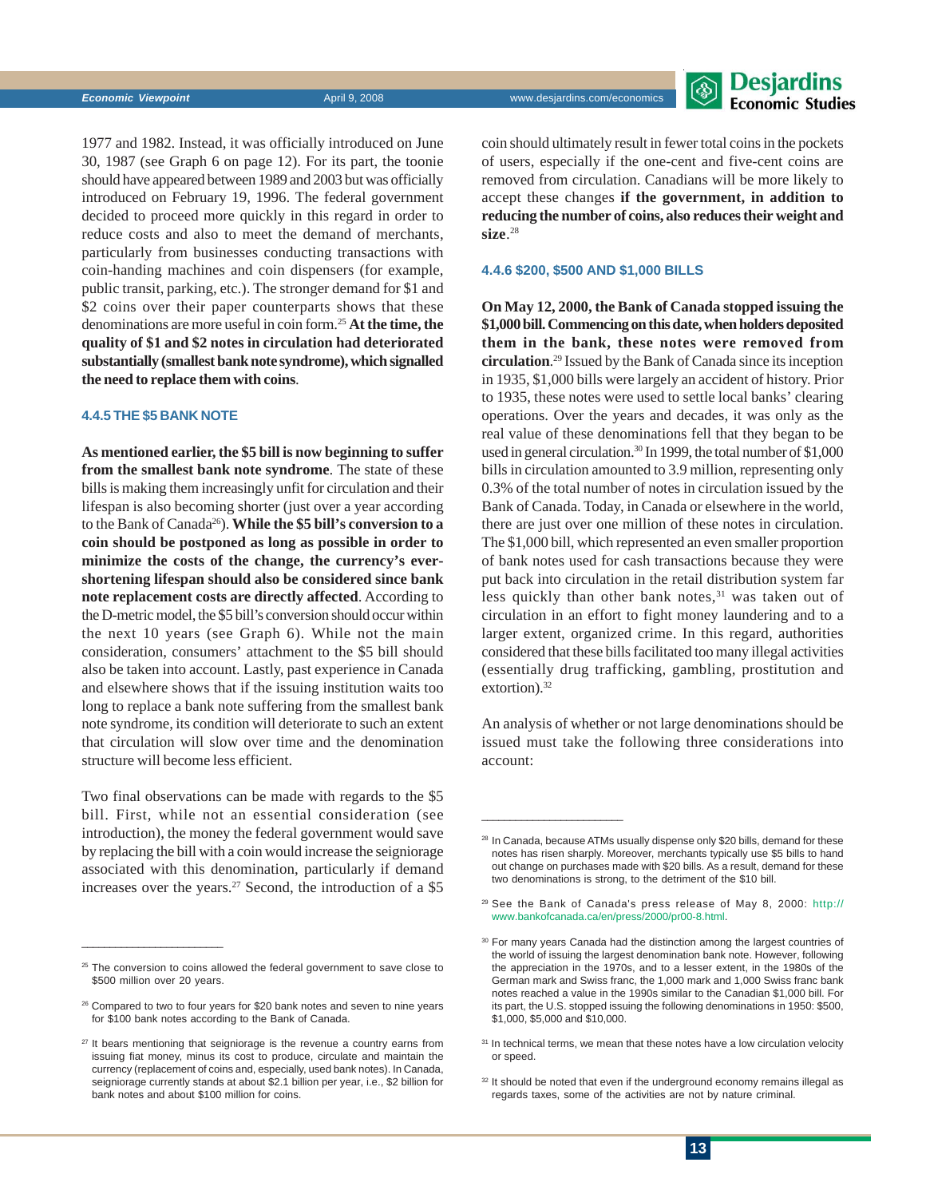1977 and 1982. Instead, it was officially introduced on June 30, 1987 (see Graph 6 on page 12). For its part, the toonie should have appeared between 1989 and 2003 but was officially introduced on February 19, 1996. The federal government decided to proceed more quickly in this regard in order to reduce costs and also to meet the demand of merchants, particularly from businesses conducting transactions with coin-handing machines and coin dispensers (for example, public transit, parking, etc.). The stronger demand for $1 and $2 coins over their paper counterparts shows that these denominations are more useful in coin form.[25] **At the time, the quality of $1 and $2 notes in circulation had deteriorated substantially (smallest bank note syndrome), which signalled the need to replace them with coins**.

#### 4.4.5 THE $5 BANK NOTE

**As mentioned earlier, the $5 bill is now beginning to suffer from the smallest bank note syndrome**. The state of these bills is making them increasingly unfit for circulation and their lifespan is also becoming shorter (just over a year according to the Bank of Canada[26]). **While the $5 bill's conversion to a coin should be postponed as long as possible in order to minimize the costs of the change, the currency's ever-shortening lifespan should also be considered since bank note replacement costs are directly affected**. According to the D-metric model, the $5 bill's conversion should occur within the next 10 years (see Graph 6). While not the main consideration, consumers' attachment to the $5 bill should also be taken into account. Lastly, past experience in Canada and elsewhere shows that if the issuing institution waits too long to replace a bank note suffering from the smallest bank note syndrome, its condition will deteriorate to such an extent that circulation will slow over time and the denomination structure will become less efficient.

Two final observations can be made with regards to the $5 bill. First, while not an essential consideration (see introduction), the money the federal government would save by replacing the bill with a coin would increase the seigniorage associated with this denomination, particularly if demand increases over the years.[27] Second, the introduction of a $5 coin should ultimately result in fewer total coins in the pockets of users, especially if the one-cent and five-cent coins are removed from circulation. Canadians will be more likely to accept these changes **if the government, in addition to reducing the number of coins, also reduces their weight and size**.[28]

#### 4.4.6 $200, $500 AND $1,000 BILLS

**On May 12, 2000, the Bank of Canada stopped issuing the $1,000 bill. Commencing on this date, when holders deposited them in the bank, these notes were removed from circulation**.[29] Issued by the Bank of Canada since its inception in 1935, $1,000 bills were largely an accident of history. Prior to 1935, these notes were used to settle local banks' clearing operations. Over the years and decades, it was only as the real value of these denominations fell that they began to be used in general circulation.[30] In 1999, the total number of $1,000 bills in circulation amounted to 3.9 million, representing only 0.3% of the total number of notes in circulation issued by the Bank of Canada. Today, in Canada or elsewhere in the world, there are just over one million of these notes in circulation. The $1,000 bill, which represented an even smaller proportion of bank notes used for cash transactions because they were put back into circulation in the retail distribution system far less quickly than other bank notes,[31] was taken out of circulation in an effort to fight money laundering and to a larger extent, in the 1980s of the organized crime. In this regard, authorities considered that these bills facilitated too many illegal activities (essentially drug trafficking, gambling, prostitution and extortion).[32]

An analysis of whether or not large denominations should be issued must take the following three considerations into account:

---

[25] The conversion to coins allowed the federal government to save close to $500 million over 20 years.

[26] Compared to two to four years for $20 bank notes and seven to nine years for $100 bank notes according to the Bank of Canada.

[27] It bears mentioning that seigniorage is the revenue a country earns from issuing fiat money, minus its cost to produce, circulate and maintain the currency (replacement of coins and, especially, used bank notes). In Canada, seigniorage currently stands at about $2.1 billion per year, i.e., $2 billion for bank notes and about $100 million for coins.

[28] In Canada, because ATMs usually dispense only $20 bills, demand for these notes has risen sharply. Moreover, merchants typically use $5 bills to hand out change on purchases made with $20 bills. As a result, demand for these two denominations is strong, to the detriment of the $10 bill.

[29] See the Bank of Canada's press release of May 8, 2000: http://www.bankofcanada.ca/en/press/2000/pr00-8.html.

[30] For many years Canada had the distinction among the largest countries of the world of issuing the largest denomination bank note. However, following the appreciation in the 1970s, and to a lesser extent, in the 1980s of the German mark and Swiss franc, the 1,000 mark and 1,000 Swiss franc bank notes reached a value in the 1990s similar to the Canadian $1,000 bill. For its part, the U.S. stopped issuing the following denominations in 1950: $500, $1,000, $5,000 and $10,000.

[31] In technical terms, we mean that these notes have a low circulation velocity or speed.

[32] It should be noted that even if the underground economy remains illegal as regards taxes, some of the activities are not by nature criminal.

1977 and 1982. Instead, it was officially introduced on June 30, 1987 (see Graph 6 on page 12). For its part, the toonie should have appeared between 1989 and 2003 but was officially introduced on February 19, 1996. The federal government decided to proceed more quickly in this regard in order to reduce costs and also to meet the demand of merchants, particularly from businesses conducting transactions with coin-handing machines and coin dispensers (for example, public transit, parking, etc.). The stronger demand for $1 and $2 coins over their paper counterparts shows that these denominations are more useful in coin form.[25] **At the time, the quality of $1 and $2 notes in circulation had deteriorated substantially (smallest bank note syndrome), which signalled the need to replace them with coins**.

#### 4.4.5 THE $5 BANK NOTE

**As mentioned earlier, the $5 bill is now beginning to suffer from the smallest bank note syndrome**. The state of these bills is making them increasingly unfit for circulation and their lifespan is also becoming shorter (just over a year according to the Bank of Canada[26]). **While the $5 bill's conversion to a coin should be postponed as long as possible in order to minimize the costs of the change, the currency's ever-shortening lifespan should also be considered since bank note replacement costs are directly affected**. According to the D-metric model, the $5 bill's conversion should occur within the next 10 years (see Graph 6). While not the main consideration, consumers' attachment to the $5 bill should also be taken into account. Lastly, past experience in Canada and elsewhere shows that if the issuing institution waits too long to replace a bank note suffering from the smallest bank note syndrome, its condition will deteriorate to such an extent that circulation will slow over time and the denomination structure will become less efficient.

Two final observations can be made with regards to the $5 bill. First, while not an essential consideration (see introduction), the money the federal government would save by replacing the bill with a coin would increase the seigniorage associated with this denomination, particularly if demand increases over the years.[27] Second, the introduction of a $5 coin should ultimately result in fewer total coins in the pockets of users, especially if the one-cent and five-cent coins are removed from circulation. Canadians will be more likely to accept these changes **if the government, in addition to reducing the number of coins, also reduces their weight and size**.[28]

#### 4.4.6 $200, $500 AND $1,000 BILLS

**On May 12, 2000, the Bank of Canada stopped issuing the $1,000 bill. Commencing on this date, when holders deposited them in the bank, these notes were removed from circulation**.[29] Issued by the Bank of Canada since its inception in 1935, $1,000 bills were largely an accident of history. Prior to 1935, these notes were used to settle local banks' clearing operations. Over the years and decades, it was only as the real value of these denominations fell that they began to be used in general circulation.[30] In 1999, the total number of $1,000 bills in circulation amounted to 3.9 million, representing only 0.3% of the total number of notes in circulation issued by the Bank of Canada. Today, in Canada or elsewhere in the world, there are just over one million of these notes in circulation. The $1,000 bill, which represented an even smaller proportion of bank notes used for cash transactions because they were put back into circulation in the retail distribution system far less quickly than other bank notes,[31] was taken out of circulation in an effort to fight money laundering and to a larger extent, organized crime. In this regard, authorities considered that these bills facilitated too many illegal activities (essentially drug trafficking, gambling, prostitution and extortion).[32]

An analysis of whether or not large denominations should be issued must take the following three considerations into account:

---

[25] The conversion to coins allowed the federal government to save close to $500 million over 20 years.

[26] Compared to two to four years for $20 bank notes and seven to nine years for $100 bank notes according to the Bank of Canada.

[27] It bears mentioning that seigniorage is the revenue a country earns from issuing fiat money, minus its cost to produce, circulate and maintain the currency (replacement of coins and, especially, used bank notes). In Canada, seigniorage currently stands at about $2.1 billion per year, i.e., $2 billion for bank notes and about $100 million for coins.

[28] In Canada, because ATMs usually dispense only $20 bills, demand for these notes has risen sharply. Moreover, merchants typically use $5 bills to hand out change on purchases made with $20 bills. As a result, demand for these two denominations is strong, to the detriment of the $10 bill.

[29] See the Bank of Canada's press release of May 8, 2000: http://www.bankofcanada.ca/en/press/2000/pr00-8.html.

[30] For many years Canada had the distinction among the largest countries of the world of issuing the largest denomination bank note. However, following the appreciation in the 1970s, and to a lesser extent, in the 1980s of the German mark and Swiss franc, the 1,000 mark and 1,000 Swiss franc bank notes reached a value in the 1990s similar to the Canadian $1,000 bill. For its part, the U.S. stopped issuing the following denominations in 1950: $500, $1,000, $5,000 and $10,000.

[31] In technical terms, we mean that these notes have a low circulation velocity or speed.

[32] It should be noted that even if the underground economy remains illegal as regards taxes, some of the activities are not by nature criminal.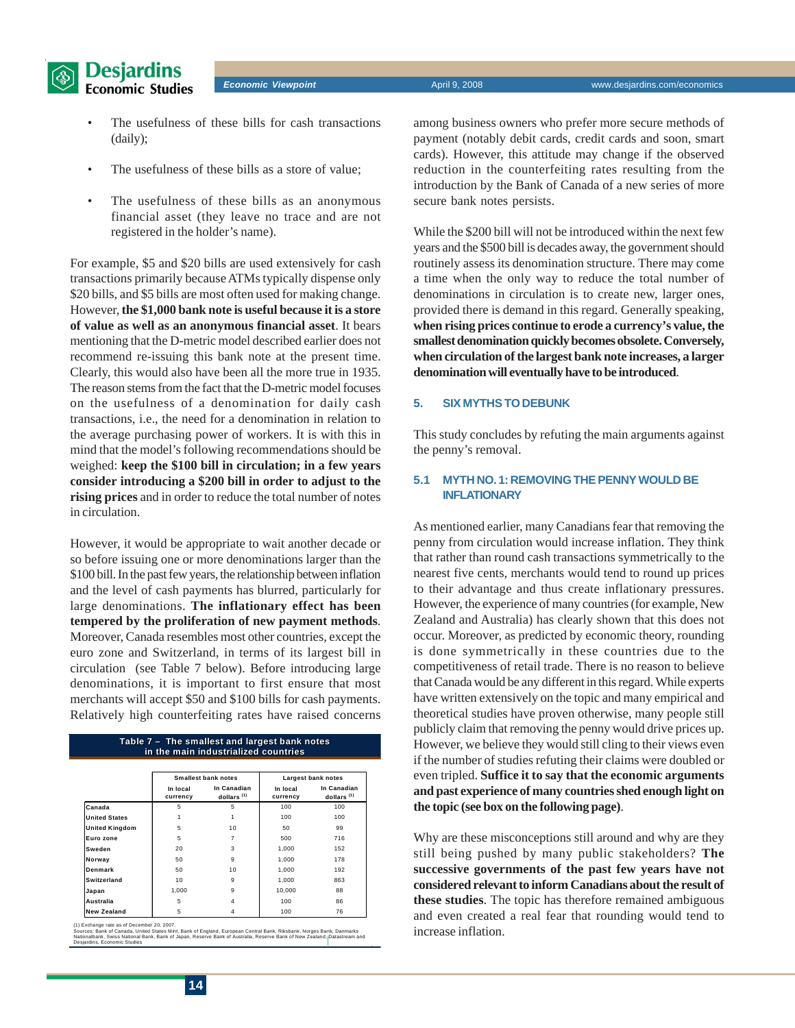- The usefulness of these bills for cash transactions (daily);
- The usefulness of these bills as a store of value;
- The usefulness of these bills as an anonymous financial asset (they leave no trace and are not registered in the holder's name).

For example, $5 and $20 bills are used extensively for cash transactions primarily because ATMs typically dispense only $20 bills, and $5 bills are most often used for making change. However, **the $1,000 bank note is useful because it is a store of value as well as an anonymous financial asset**. It bears mentioning that the D-metric model described earlier does not recommend re-issuing this bank note at the present time. Clearly, this would also have been all the more true in 1935. The reason stems from the fact that the D-metric model focuses on the usefulness of a denomination for daily cash transactions, i.e., the need for a denomination in relation to the average purchasing power of workers. It is with this in mind that the model's following recommendations should be weighed: **keep the $100 bill in circulation; in a few years consider introducing a $200 bill in order to adjust to the rising prices** and in order to reduce the total number of notes in circulation.

However, it would be appropriate to wait another decade or so before issuing one or more denominations larger than the $100 bill. In the past few years, the relationship between inflation and the level of cash payments has blurred, particularly for large denominations. **The inflationary effect has been tempered by the proliferation of new payment methods**. Moreover, Canada resembles most other countries, except the euro zone and Switzerland, in terms of its largest bill in circulation (see Table 7 below). Before introducing large denominations, it is important to first ensure that most merchants will accept $50 and $100 bills for cash payments. Relatively high counterfeiting rates have raised concerns among business owners who prefer more secure methods of payment (notably debit cards, credit cards and soon, smart cards). However, this attitude may change if the observed reduction in the counterfeiting rates resulting from the introduction by the Bank of Canada of a new series of more secure bank notes persists.

**Table 7 – The smallest and largest bank notes in the main industrialized countries**

| | Smallest bank notes | | Largest bank notes | |
|---|---|---|---|---|
| | In local currency | In Canadian dollars [1] | In local currency | In Canadian dollars [1] |
| Canada | 5 | 5 | 100 | 100 |
| United States | 1 | 1 | 100 | 100 |
| United Kingdom | 5 | 10 | 50 | 99 |
| Euro zone | 5 | 7 | 500 | 716 |
| Sweden | 20 | 3 | 1,000 | 152 |
| Norway | 50 | 9 | 1,000 | 178 |
| Denmark | 50 | 10 | 1,000 | 192 |
| Switzerland | 10 | 9 | 1,000 | 863 |
| Japan | 1,000 | 9 | 10,000 | 88 |
| Australia | 5 | 4 | 100 | 86 |
| New Zealand | 5 | 4 | 100 | 76 |

(1) Exchange rate as of December 20, 2007.
Sources: Bank of Canada, United States Mint, Bank of England, European Central Bank, Riksbank, Norges Bank, Danmarks Nationalbank, Swiss National Bank, Bank of Japan, Reserve Bank of Australia, Reserve Bank of New Zealand, Datastream and Desjardins, Economic Studies

While the $200 bill will not be introduced within the next few years and the $500 bill is decades away, the government should routinely assess its denomination structure. There may come a time when the only way to reduce the total number of denominations in circulation is to create new, larger ones, provided there is demand in this regard. Generally speaking, **when rising prices continue to erode a currency's value, the smallest denomination quickly becomes obsolete. Conversely, when circulation of the largest bank note increases, a larger denomination will eventually have to be introduced**.

## 5. SIX MYTHS TO DEBUNK

This study concludes by refuting the main arguments against the penny's removal.

### 5.1 MYTH NO. 1: REMOVING THE PENNY WOULD BE INFLATIONARY

As mentioned earlier, many Canadians fear that removing the penny from circulation would increase inflation. They think that rather than round cash transactions symmetrically to the nearest five cents, merchants would tend to round up prices to their advantage and thus create inflationary pressures. However, the experience of many countries (for example, New Zealand and Australia) has clearly shown that this does not occur. Moreover, as predicted by economic theory, rounding is done symmetrically in these countries due to the competitiveness of retail trade. There is no reason to believe that Canada would be any different in this regard. While experts have written extensively on the topic and many empirical and theoretical studies have proven otherwise, many people still publicly claim that removing the penny would drive prices up. However, we believe they would still cling to their views even if the number of studies refuting their claims were doubled or even tripled. **Suffice it to say that the economic arguments and past experience of many countries shed enough light on the topic (see box on the following page)**.

Why are these misconceptions still around and why are they still being pushed by many public stakeholders? **The successive governments of the past few years have not considered relevant to inform Canadians about the result of these studies**. The topic has therefore remained ambiguous and even created a real fear that rounding would tend to increase inflation.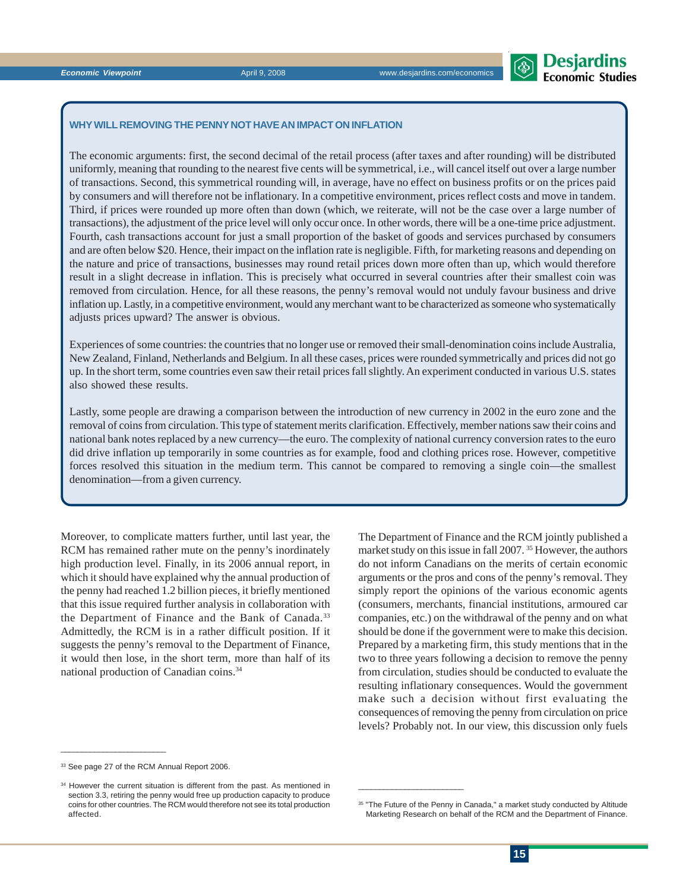### WHY WILL REMOVING THE PENNY NOT HAVE AN IMPACT ON INFLATION

The economic arguments: first, the second decimal of the retail process (after taxes and after rounding) will be distributed uniformly, meaning that rounding to the nearest five cents will be symmetrical, i.e., will cancel itself out over a large number of transactions. Second, this symmetrical rounding will, in average, have no effect on business profits or on the prices paid by consumers and will therefore not be inflationary. In a competitive environment, prices reflect costs and move in tandem. Third, if prices were rounded up more often than down (which, we reiterate, will not be the case over a large number of transactions), the adjustment of the price level will only occur once. In other words, there will be a one-time price adjustment. Fourth, cash transactions account for just a small proportion of the basket of goods and services purchased by consumers and are often below $20. Hence, their impact on the inflation rate is negligible. Fifth, for marketing reasons and depending on the nature and price of transactions, businesses may round retail prices down more often than up, which would therefore result in a slight decrease in inflation. This is precisely what occurred in several countries after their smallest coin was removed from circulation. Hence, for all these reasons, the penny's removal would not unduly favour business and drive inflation up. Lastly, in a competitive environment, would any merchant want to be characterized as someone who systematically adjusts prices upward? The answer is obvious.

Experiences of some countries: the countries that no longer use or removed their small-denomination coins include Australia, New Zealand, Finland, Netherlands and Belgium. In all these cases, prices were rounded symmetrically and prices did not go up. In the short term, some countries even saw their retail prices fall slightly. An experiment conducted in various U.S. states also showed these results.

Lastly, some people are drawing a comparison between the introduction of new currency in 2002 in the euro zone and the removal of coins from circulation. This type of statement merits clarification. Effectively, member nations saw their coins and national bank notes replaced by a new currency—the euro. The complexity of national currency conversion rates to the euro did drive inflation up temporarily in some countries as for example, food and clothing prices rose. However, competitive forces resolved this situation in the medium term. This cannot be compared to removing a single coin—the smallest denomination—from a given currency.

Moreover, to complicate matters further, until last year, the RCM has remained rather mute on the penny's inordinately high production level. Finally, in its 2006 annual report, in which it should have explained why the annual production of the penny had reached 1.2 billion pieces, it briefly mentioned that this issue required further analysis in collaboration with the Department of Finance and the Bank of Canada.[33] Admittedly, the RCM is in a rather difficult position. If it suggests the penny's removal to the Department of Finance, it would then lose, in the short term, more than half of its national production of Canadian coins.[34]

The Department of Finance and the RCM jointly published a market study on this issue in fall 2007.[35] However, the authors do not inform Canadians on the merits of certain economic arguments or the pros and cons of the penny's removal. They simply report the opinions of the various economic agents (consumers, merchants, financial institutions, armoured car companies, etc.) on the withdrawal of the penny and on what should be done if the government were to make this decision. Prepared by a marketing firm, this study mentions that in the two to three years following a decision to remove the penny from circulation, studies should be conducted to evaluate the resulting inflationary consequences. Would the government make such a decision without first evaluating the consequences of removing the penny from circulation on price levels? Probably not. In our view, this discussion only fuels

---

[33] See page 27 of the RCM Annual Report 2006.

[34] However the current situation is different from the past. As mentioned in section 3.3, retiring the penny would free up production capacity to produce coins for other countries. The RCM would therefore not see its total production affected.

[35] "The Future of the Penny in Canada," a market study conducted by Altitude Marketing Research on behalf of the RCM and the Department of Finance.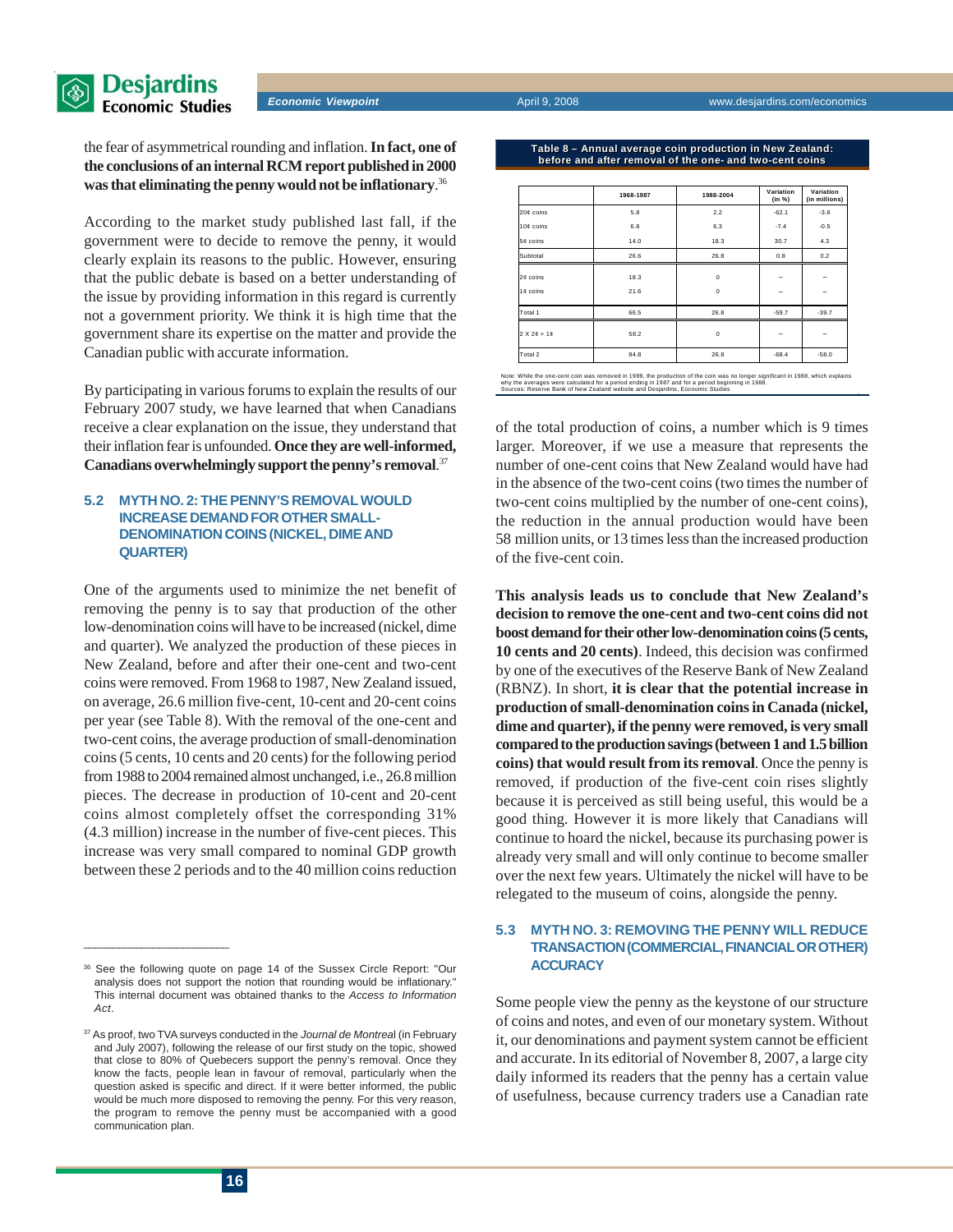the fear of asymmetrical rounding and inflation. **In fact, one of the conclusions of an internal RCM report published in 2000 was that eliminating the penny would not be inflationary**.[36]

According to the market study published last fall, if the government were to decide to remove the penny, it would clearly explain its reasons to the public. However, ensuring that the public debate is based on a better understanding of the issue by providing information in this regard is currently not a government priority. We think it is high time that the government share its expertise on the matter and provide the Canadian public with accurate information.

By participating in various forums to explain the results of our February 2007 study, we have learned that when Canadians receive a clear explanation on the issue, they understand that their inflation fear is unfounded. **Once they are well-informed, Canadians overwhelmingly support the penny's removal**.[37]

### 5.2 MYTH NO. 2: THE PENNY'S REMOVAL WOULD INCREASE DEMAND FOR OTHER SMALL-DENOMINATION COINS (NICKEL, DIME AND QUARTER)

One of the arguments used to minimize the net benefit of removing the penny is to say that production of the other low-denomination coins will have to be increased (nickel, dime and quarter). We analyzed the production of these pieces in New Zealand, before and after their one-cent and two-cent coins were removed. From 1968 to 1987, New Zealand issued, on average, 26.6 million five-cent, 10-cent and 20-cent coins per year (see Table 8). With the removal of the one-cent and two-cent coins, the average production of small-denomination coins (5 cents, 10 cents and 20 cents) for the following period from 1988 to 2004 remained almost unchanged, i.e., 26.8 million pieces. The decrease in production of 10-cent and 20-cent coins almost completely offset the corresponding 31% (4.3 million) increase in the number of five-cent pieces. This increase was very small compared to nominal GDP growth between these 2 periods and to the 40 million coins reduction of the total production of coins, a number which is 9 times larger. Moreover, if we use a measure that represents the number of one-cent coins that New Zealand would have had in the absence of the two-cent coins (two times the number of two-cent coins multiplied by the number of one-cent coins), the reduction in the annual production would have been 58 million units, or 13 times less than the increased production of the five-cent coin.

**Table 8 – Annual average coin production in New Zealand: before and after removal of the one- and two-cent coins**

| | 1968-1987 | 1988-2004 | Variation (in %) | Variation (in millions) |
|---|---|---|---|---|
| 20¢ coins | 5.8 | 2.2 | -62.1 | -3.6 |
| 10¢ coins | 6.8 | 6.3 | -7.4 | -0.5 |
| 5¢ coins | 14.0 | 18.3 | 30.7 | 4.3 |
| Subtotal | 26.6 | 26.8 | 0.8 | 0.2 |
| 2¢ coins | 18.3 | 0 | – | – |
| 1¢ coins | 21.6 | 0 | – | – |
| Total 1 | 66.5 | 26.8 | -59.7 | -39.7 |
| 2 X 2¢ + 1¢ | 58.2 | 0 | – | – |
| Total 2 | 84.8 | 26.8 | -68.4 | -58.0 |

Note: While the one-cent coin was removed in 1989, the production of the coin was no longer significant in 1988, which explains why the averages were calculated for a period ending in 1987 and for a period beginning in 1988.
Sources: Reserve Bank of New Zealand website and Desjardins, Economic Studies

**This analysis leads us to conclude that New Zealand's decision to remove the one-cent and two-cent coins did not boost demand for their other low-denomination coins (5 cents, 10 cents and 20 cents)**. Indeed, this decision was confirmed by one of the executives of the Reserve Bank of New Zealand (RBNZ). In short, **it is clear that the potential increase in production of small-denomination coins in Canada (nickel, dime and quarter), if the penny were removed, is very small compared to the production savings (between 1 and 1.5 billion coins) that would result from its removal**. Once the penny is removed, if production of the five-cent coin rises slightly because it is perceived as still being useful, this would be a good thing. However it is more likely that Canadians will continue to hoard the nickel, because its purchasing power is already very small and will only continue to become smaller over the next few years. Ultimately the nickel will have to be relegated to the museum of coins, alongside the penny.

### 5.3 MYTH NO. 3: REMOVING THE PENNY WILL REDUCE TRANSACTION (COMMERCIAL, FINANCIAL OR OTHER) ACCURACY

Some people view the penny as the keystone of our structure of coins and notes, and even of our monetary system. Without it, our denominations and payment system cannot be efficient and accurate. In its editorial of November 8, 2007, a large city daily informed its readers that the penny has a certain value of usefulness, because currency traders use a Canadian rate

---

[36] See the following quote on page 14 of the Sussex Circle Report: "Our analysis does not support the notion that rounding would be inflationary." This internal document was obtained thanks to the *Access to Information Act*.

[37] As proof, two TVA surveys conducted in the *Journal de Montreal* (in February and July 2007), following the release of our first study on the topic, showed that close to 80% of Quebecers support the penny's removal. Once they know the facts, people lean in favour of removal, particularly when the question asked is specific and direct. If it were better informed, the public would be much more disposed to removing the penny. For this very reason, the program to remove the penny must be accompanied with a good communication plan.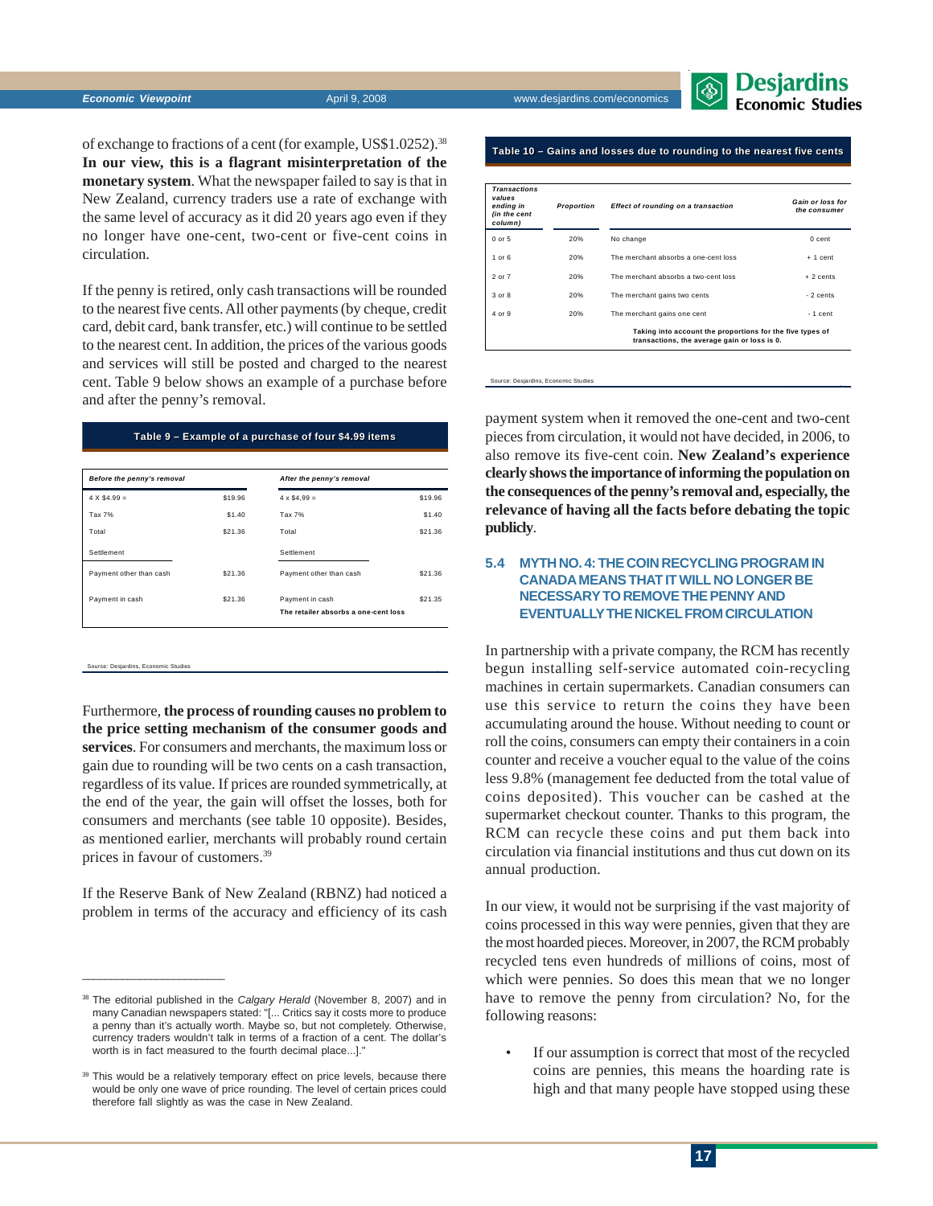of exchange to fractions of a cent (for example, US$1.0252).[38] **In our view, this is a flagrant misinterpretation of the monetary system**. What the newspaper failed to say is that in New Zealand, currency traders use a rate of exchange with the same level of accuracy as it did 20 years ago even if they no longer have one-cent, two-cent or five-cent coins in circulation.

If the penny is retired, only cash transactions will be rounded to the nearest five cents. All other payments (by cheque, credit card, debit card, bank transfer, etc.) will continue to be settled to the nearest cent. In addition, the prices of the various goods and services will still be posted and charged to the nearest cent. Table 9 below shows an example of a purchase before and after the penny's removal.

**Table 9 – Example of a purchase of four $4.99 items**

| *Before the penny's removal* | | *After the penny's removal* | |
|---|---|---|---|
| 4 X $4.99 = | $19.96 | 4 x $4,99 = | $19.96 |
| Tax 7% | $1.40 | Tax 7% | $1.40 |
| Total | $21.36 | Total | $21.36 |
| Settlement | | Settlement | |
| Payment other than cash | $21.36 | Payment other than cash | $21.36 |
| Payment in cash | $21.36 | Payment in cash | $21.35 |
| | | **The retailer absorbs a one-cent loss** | |

Source: Desjardins, Economic Studies

Furthermore, **the process of rounding causes no problem to the price setting mechanism of the consumer goods and services**. For consumers and merchants, the maximum loss or gain due to rounding will be two cents on a cash transaction, regardless of its value. If prices are rounded symmetrically, at the end of the year, the gain will offset the losses, both for consumers and merchants (see table 10 opposite). Besides, as mentioned earlier, merchants will probably round certain prices in favour of customers.[39]

If the Reserve Bank of New Zealand (RBNZ) had noticed a problem in terms of the accuracy and efficiency of its cash payment system when it removed the one-cent and two-cent pieces from circulation, it would not have decided, in 2006, to also remove its five-cent coin. **New Zealand's experience clearly shows the importance of informing the population on the consequences of the penny's removal and, especially, the relevance of having all the facts before debating the topic publicly**.

**Table 10 – Gains and losses due to rounding to the nearest five cents**

| *Transactions values ending in (in the cent column)* | *Proportion* | *Effect of rounding on a transaction* | *Gain or loss for the consumer* |
|---|---|---|---|
| 0 or 5 | 20% | No change | 0 cent |
| 1 or 6 | 20% | The merchant absorbs a one-cent loss | + 1 cent |
| 2 or 7 | 20% | The merchant absorbs a two-cent loss | + 2 cents |
| 3 or 8 | 20% | The merchant gains two cents | - 2 cents |
| 4 or 9 | 20% | The merchant gains one cent | - 1 cent |
| | | **Taking into account the proportions for the five types of transactions, the average gain or loss is 0.** | |

Source: Desjardins, Economic Studies

### 5.4 MYTH NO. 4: THE COIN RECYCLING PROGRAM IN CANADA MEANS THAT IT WILL NO LONGER BE NECESSARY TO REMOVE THE PENNY AND EVENTUALLY THE NICKEL FROM CIRCULATION

In partnership with a private company, the RCM has recently begun installing self-service automated coin-recycling machines in certain supermarkets. Canadian consumers can use this service to return the coins they have been accumulating around the house. Without needing to count or roll the coins, consumers can empty their containers in a coin counter and receive a voucher equal to the value of the coins less 9.8% (management fee deducted from the total value of coins deposited). This voucher can be cashed at the supermarket checkout counter. Thanks to this program, the RCM can recycle these coins and put them back into circulation via financial institutions and thus cut down on its annual production.

In our view, it would not be surprising if the vast majority of coins processed in this way were pennies, given that they are the most hoarded pieces. Moreover, in 2007, the RCM probably recycled tens even hundreds of millions of coins, most of which were pennies. So does this mean that we no longer have to remove the penny from circulation? No, for the following reasons:

- If our assumption is correct that most of the recycled coins are pennies, this means the hoarding rate is high and that many people have stopped using these

---

[38] The editorial published in the *Calgary Herald* (November 8, 2007) and in many Canadian newspapers stated: "[... Critics say it costs more to produce a penny than it's actually worth. Maybe so, but not completely. Otherwise, currency traders wouldn't talk in terms of a fraction of a cent. The dollar's worth is in fact measured to the fourth decimal place...]."

[39] This would be a relatively temporary effect on price levels, because there would be only one wave of price rounding. The level of certain prices could therefore fall slightly as was the case in New Zealand.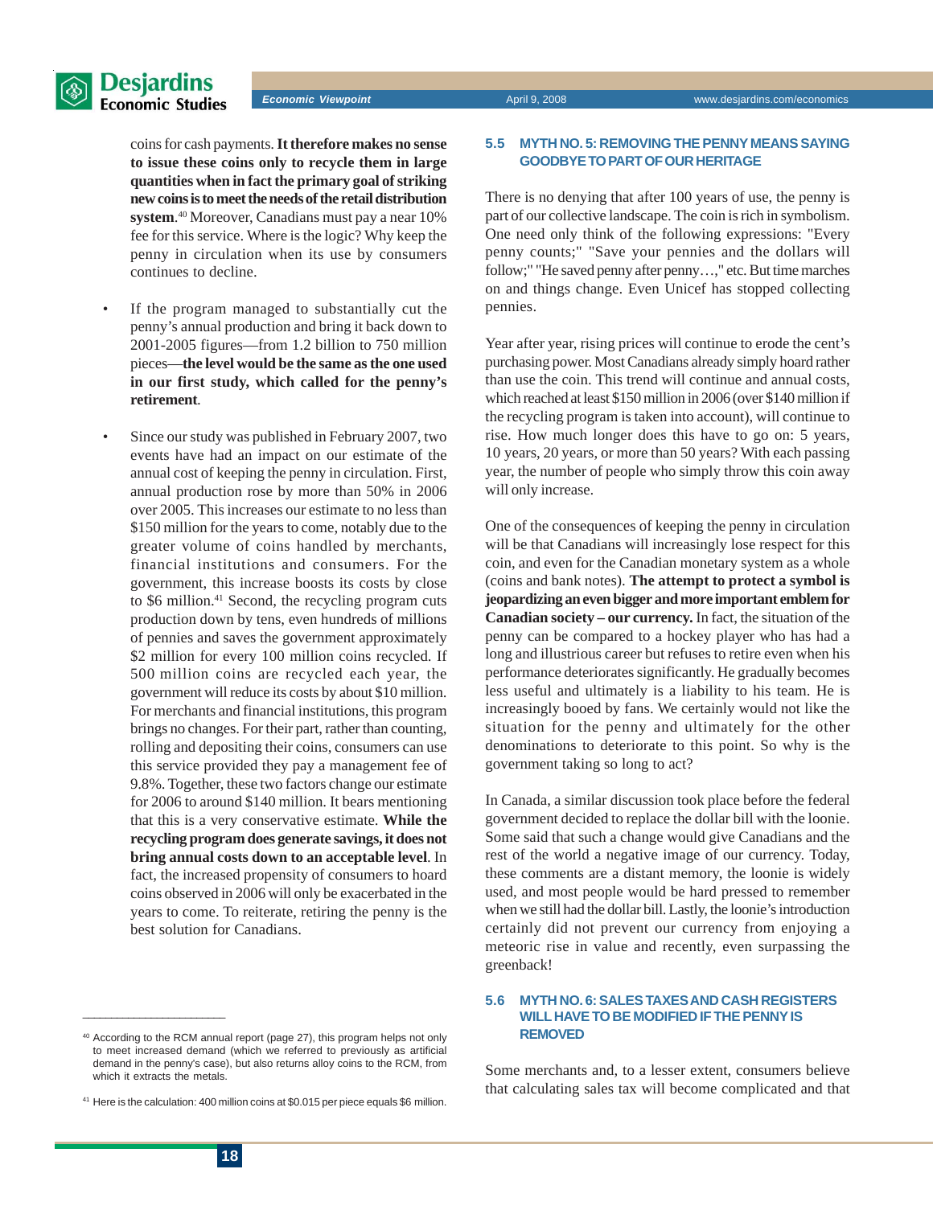coins for cash payments. **It therefore makes no sense to issue these coins only to recycle them in large quantities when in fact the primary goal of striking new coins is to meet the needs of the retail distribution system**.[40] Moreover, Canadians must pay a near 10% fee for this service. Where is the logic? Why keep the penny in circulation when its use by consumers continues to decline.

- If the program managed to substantially cut the penny's annual production and bring it back down to 2001-2005 figures—from 1.2 billion to 750 million pieces—**the level would be the same as the one used in our first study, which called for the penny's retirement**.

- Since our study was published in February 2007, two events have had an impact on our estimate of the annual cost of keeping the penny in circulation. First, annual production rose by more than 50% in 2006 over 2005. This increases our estimate to no less than $150 million for the years to come, notably due to the greater volume of coins handled by merchants, financial institutions and consumers. For the government, this increase boosts its costs by close to $6 million.[41] Second, the recycling program cuts production down by tens, even hundreds of millions of pennies and saves the government approximately $2 million for every 100 million coins recycled. If 500 million coins are recycled each year, the government will reduce its costs by about $10 million. For merchants and financial institutions, this program brings no changes. For their part, rather than counting, rolling and depositing their coins, consumers can use this service provided they pay a management fee of 9.8%. Together, these two factors change our estimate for 2006 to around $140 million. It bears mentioning that this is a very conservative estimate. **While the recycling program does generate savings, it does not bring annual costs down to an acceptable level**. In fact, the increased propensity of consumers to hoard coins observed in 2006 will only be exacerbated in the years to come. To reiterate, retiring the penny is the best solution for Canadians.

### 5.5 MYTH NO. 5: REMOVING THE PENNY MEANS SAYING GOODBYE TO PART OF OUR HERITAGE

There is no denying that after 100 years of use, the penny is part of our collective landscape. The coin is rich in symbolism. One need only think of the following expressions: "Every penny counts;" "Save your pennies and the dollars will follow;" "He saved penny after penny…," etc. But time marches on and things change. Even Unicef has stopped collecting pennies.

Year after year, rising prices will continue to erode the cent's purchasing power. Most Canadians already simply hoard rather than use the coin. This trend will continue and annual costs, which reached at least $150 million in 2006 (over $140 million if the recycling program is taken into account), will continue to rise. How much longer does this have to go on: 5 years, 10 years, 20 years, or more than 50 years? With each passing year, the number of people who simply throw this coin away will only increase.

One of the consequences of keeping the penny in circulation will be that Canadians will increasingly lose respect for this coin, and even for the Canadian monetary system as a whole (coins and bank notes). **The attempt to protect a symbol is jeopardizing an even bigger and more important emblem for Canadian society – our currency.** In fact, the situation of the penny can be compared to a hockey player who has had a long and illustrious career but refuses to retire even when his performance deteriorates significantly. He gradually becomes less useful and ultimately is a liability to his team. He is increasingly booed by fans. We certainly would not like the situation for the penny and ultimately for the other denominations to deteriorate to this point. So why is the government taking so long to act?

In Canada, a similar discussion took place before the federal government decided to replace the dollar bill with the loonie. Some said that such a change would give Canadians and the rest of the world a negative image of our currency. Today, these comments are a distant memory, the loonie is widely used, and most people would be hard pressed to remember when we still had the dollar bill. Lastly, the loonie's introduction certainly did not prevent our currency from enjoying a meteoric rise in value and recently, even surpassing the greenback!

### 5.6 MYTH NO. 6: SALES TAXES AND CASH REGISTERS WILL HAVE TO BE MODIFIED IF THE PENNY IS REMOVED

Some merchants and, to a lesser extent, consumers believe that calculating sales tax will become complicated and that

---

[40] According to the RCM annual report (page 27), this program helps not only to meet increased demand (which we referred to previously as artificial demand in the penny's case), but also returns alloy coins to the RCM, from which it extracts the metals.

[41] Here is the calculation: 400 million coins at $0.015 per piece equals $6 million.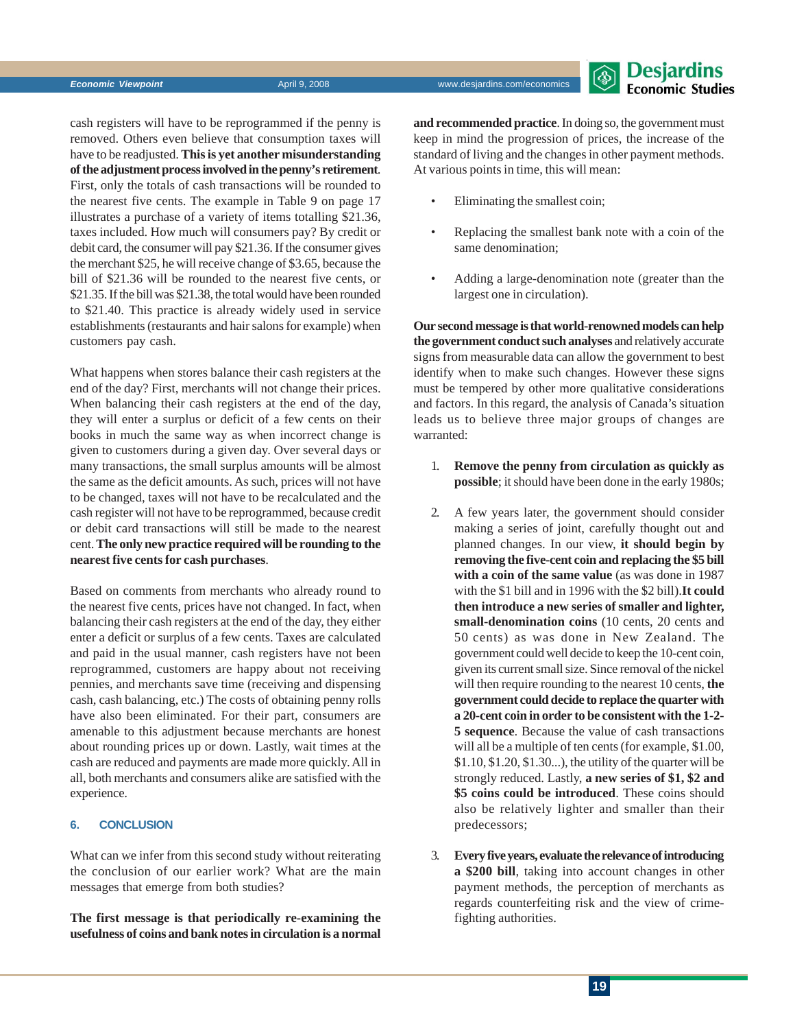cash registers will have to be reprogrammed if the penny is removed. Others even believe that consumption taxes will have to be readjusted. **This is yet another misunderstanding of the adjustment process involved in the penny's retirement**. First, only the totals of cash transactions will be rounded to the nearest five cents. The example in Table 9 on page 17 illustrates a purchase of a variety of items totalling $21.36, taxes included. How much will consumers pay? By credit or debit card, the consumer will pay $21.36. If the consumer gives the merchant $25, he will receive change of $3.65, because the bill of $21.36 will be rounded to the nearest five cents, or $21.35. If the bill was $21.38, the total would have been rounded to $21.40. This practice is already widely used in service establishments (restaurants and hair salons for example) when customers pay cash.

What happens when stores balance their cash registers at the end of the day? First, merchants will not change their prices. When balancing their cash registers at the end of the day, they will enter a surplus or deficit of a few cents on their books in much the same way as when incorrect change is given to customers during a given day. Over several days or many transactions, the small surplus amounts will be almost the same as the deficit amounts. As such, prices will not have to be changed, taxes will not have to be recalculated and the cash register will not have to be reprogrammed, because credit or debit card transactions will still be made to the nearest cent. **The only new practice required will be rounding to the nearest five cents for cash purchases**.

Based on comments from merchants who already round to the nearest five cents, prices have not changed. In fact, when balancing their cash registers at the end of the day, they either enter a deficit or surplus of a few cents. Taxes are calculated and paid in the usual manner, cash registers have not been reprogrammed, customers are happy about not receiving pennies, and merchants save time (receiving and dispensing cash, cash balancing, etc.) The costs of obtaining penny rolls have also been eliminated. For their part, consumers are amenable to this adjustment because merchants are honest about rounding prices up or down. Lastly, wait times at the cash are reduced and payments are made more quickly. All in all, both merchants and consumers alike are satisfied with the experience.

## 6. CONCLUSION

What can we infer from this second study without reiterating the conclusion of our earlier work? What are the main messages that emerge from both studies?

**The first message is that periodically re-examining the usefulness of coins and bank notes in circulation is a normal and recommended practice**. In doing so, the government must keep in mind the progression of prices, the increase of the standard of living and the changes in other payment methods. At various points in time, this will mean:

- Eliminating the smallest coin;
- Replacing the smallest bank note with a coin of the same denomination;
- Adding a large-denomination note (greater than the largest one in circulation).

**Our second message is that world-renowned models can help the government conduct such analyses** and relatively accurate signs from measurable data can allow the government to best identify when to make such changes. However these signs must be tempered by other more qualitative considerations and factors. In this regard, the analysis of Canada's situation leads us to believe three major groups of changes are warranted:

1. **Remove the penny from circulation as quickly as possible**; it should have been done in the early 1980s;
2. A few years later, the government should consider making a series of joint, carefully thought out and planned changes. In our view, **it should begin by removing the five-cent coin and replacing the $5 bill with a coin of the same value** (as was done in 1987 with the $1 bill and in 1996 with the $2 bill).**It could then introduce a new series of smaller and lighter, small-denomination coins** (10 cents, 20 cents and 50 cents) as was done in New Zealand. The government could well decide to keep the 10-cent coin, given its current small size. Since removal of the nickel will then require rounding to the nearest 10 cents, **the government could decide to replace the quarter with a 20-cent coin in order to be consistent with the 1-2-5 sequence**. Because the value of cash transactions will all be a multiple of ten cents (for example, $1.00, $1.10, $1.20, $1.30...), the utility of the quarter will be strongly reduced. Lastly, **a new series of $1, $2 and $5 coins could be introduced**. These coins should also be relatively lighter and smaller than their predecessors;
3. **Every five years, evaluate the relevance of introducing a $200 bill**, taking into account changes in other payment methods, the perception of merchants as regards counterfeiting risk and the view of crime-fighting authorities.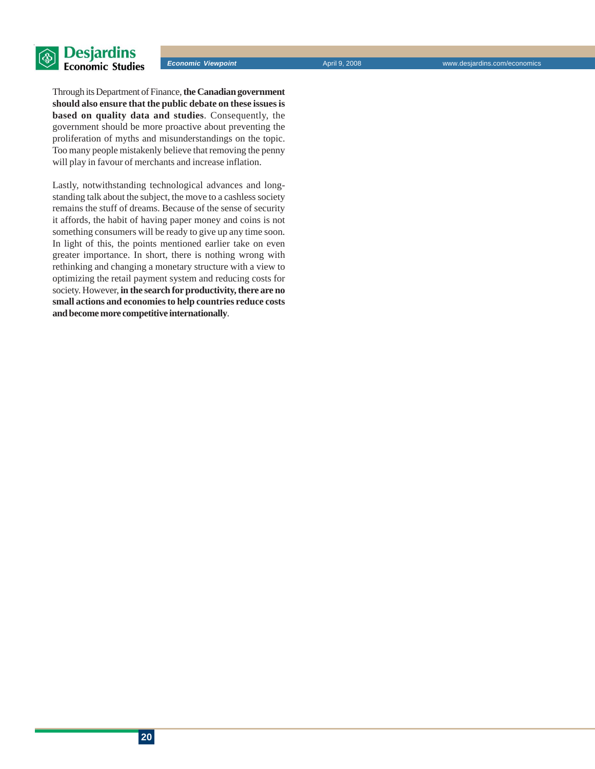Through its Department of Finance, **the Canadian government should also ensure that the public debate on these issues is based on quality data and studies**. Consequently, the government should be more proactive about preventing the proliferation of myths and misunderstandings on the topic. Too many people mistakenly believe that removing the penny will play in favour of merchants and increase inflation.

Lastly, notwithstanding technological advances and long-standing talk about the subject, the move to a cashless society remains the stuff of dreams. Because of the sense of security it affords, the habit of having paper money and coins is not something consumers will be ready to give up any time soon. In light of this, the points mentioned earlier take on even greater importance. In short, there is nothing wrong with rethinking and changing a monetary structure with a view to optimizing the retail payment system and reducing costs for society. However, **in the search for productivity, there are no small actions and economies to help countries reduce costs and become more competitive internationally**.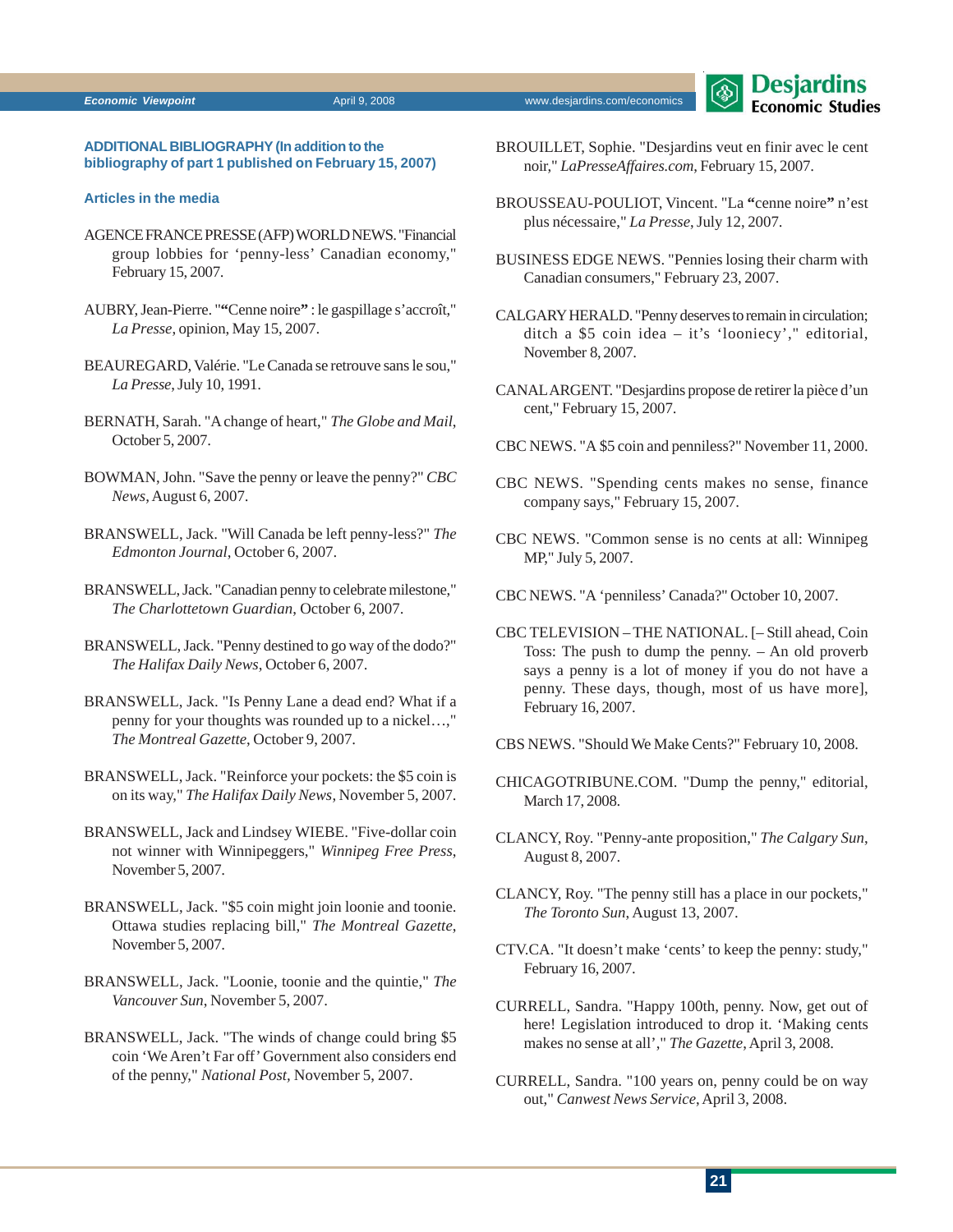**ADDITIONAL BIBLIOGRAPHY (In addition to the bibliography of part 1 published on February 15, 2007)**

**Articles in the media**

AGENCE FRANCE PRESSE (AFP) WORLD NEWS. "Financial group lobbies for 'penny-less' Canadian economy," February 15, 2007.

AUBRY, Jean-Pierre. "**"**Cenne noire**"** : le gaspillage s'accroît," *La Presse*, opinion, May 15, 2007.

BEAUREGARD, Valérie. "Le Canada se retrouve sans le sou," *La Presse*, July 10, 1991.

BERNATH, Sarah. "A change of heart," *The Globe and Mail*, October 5, 2007.

BOWMAN, John. "Save the penny or leave the penny?" *CBC News*, August 6, 2007.

BRANSWELL, Jack. "Will Canada be left penny-less?" *The Edmonton Journal*, October 6, 2007.

BRANSWELL, Jack. "Canadian penny to celebrate milestone," *The Charlottetown Guardian*, October 6, 2007.

BRANSWELL, Jack. "Penny destined to go way of the dodo?" *The Halifax Daily News*, October 6, 2007.

BRANSWELL, Jack. "Is Penny Lane a dead end? What if a penny for your thoughts was rounded up to a nickel…," *The Montreal Gazette*, October 9, 2007.

BRANSWELL, Jack. "Reinforce your pockets: the $5 coin is on its way," *The Halifax Daily News*, November 5, 2007.

BRANSWELL, Jack and Lindsey WIEBE. "Five-dollar coin not winner with Winnipeggers," *Winnipeg Free Press*, November 5, 2007.

BRANSWELL, Jack. "$5 coin might join loonie and toonie. Ottawa studies replacing bill," *The Montreal Gazette*, November 5, 2007.

BRANSWELL, Jack. "Loonie, toonie and the quintie," *The Vancouver Sun*, November 5, 2007.

BRANSWELL, Jack. "The winds of change could bring $5 coin 'We Aren't Far off' Government also considers end of the penny," *National Post*, November 5, 2007.

BROUILLET, Sophie. "Desjardins veut en finir avec le cent noir," *LaPresseAffaires.com*, February 15, 2007.

BROUSSEAU-POULIOT, Vincent. "La **"**cenne noire**"** n'est plus nécessaire," *La Presse*, July 12, 2007.

BUSINESS EDGE NEWS. "Pennies losing their charm with Canadian consumers," February 23, 2007.

CALGARY HERALD. "Penny deserves to remain in circulation; ditch a $5 coin idea – it's 'looniecy'," editorial, November 8, 2007.

CANAL ARGENT. "Desjardins propose de retirer la pièce d'un cent," February 15, 2007.

CBC NEWS. "A $5 coin and penniless?" November 11, 2000.

CBC NEWS. "Spending cents makes no sense, finance company says," February 15, 2007.

CBC NEWS. "Common sense is no cents at all: Winnipeg MP," July 5, 2007.

CBC NEWS. "A 'penniless' Canada?" October 10, 2007.

CBC TELEVISION – THE NATIONAL. [– Still ahead, Coin Toss: The push to dump the penny. – An old proverb says a penny is a lot of money if you do not have a penny. These days, though, most of us have more], February 16, 2007.

CBS NEWS. "Should We Make Cents?" February 10, 2008.

CHICAGOTRIBUNE.COM. "Dump the penny," editorial, March 17, 2008.

CLANCY, Roy. "Penny-ante proposition," *The Calgary Sun*, August 8, 2007.

CLANCY, Roy. "The penny still has a place in our pockets," *The Toronto Sun*, August 13, 2007.

CTV.CA. "It doesn't make 'cents' to keep the penny: study," February 16, 2007.

CURRELL, Sandra. "Happy 100th, penny. Now, get out of here! Legislation introduced to drop it. 'Making cents makes no sense at all'," *The Gazette*, April 3, 2008.

CURRELL, Sandra. "100 years on, penny could be on way out," *Canwest News Service*, April 3, 2008.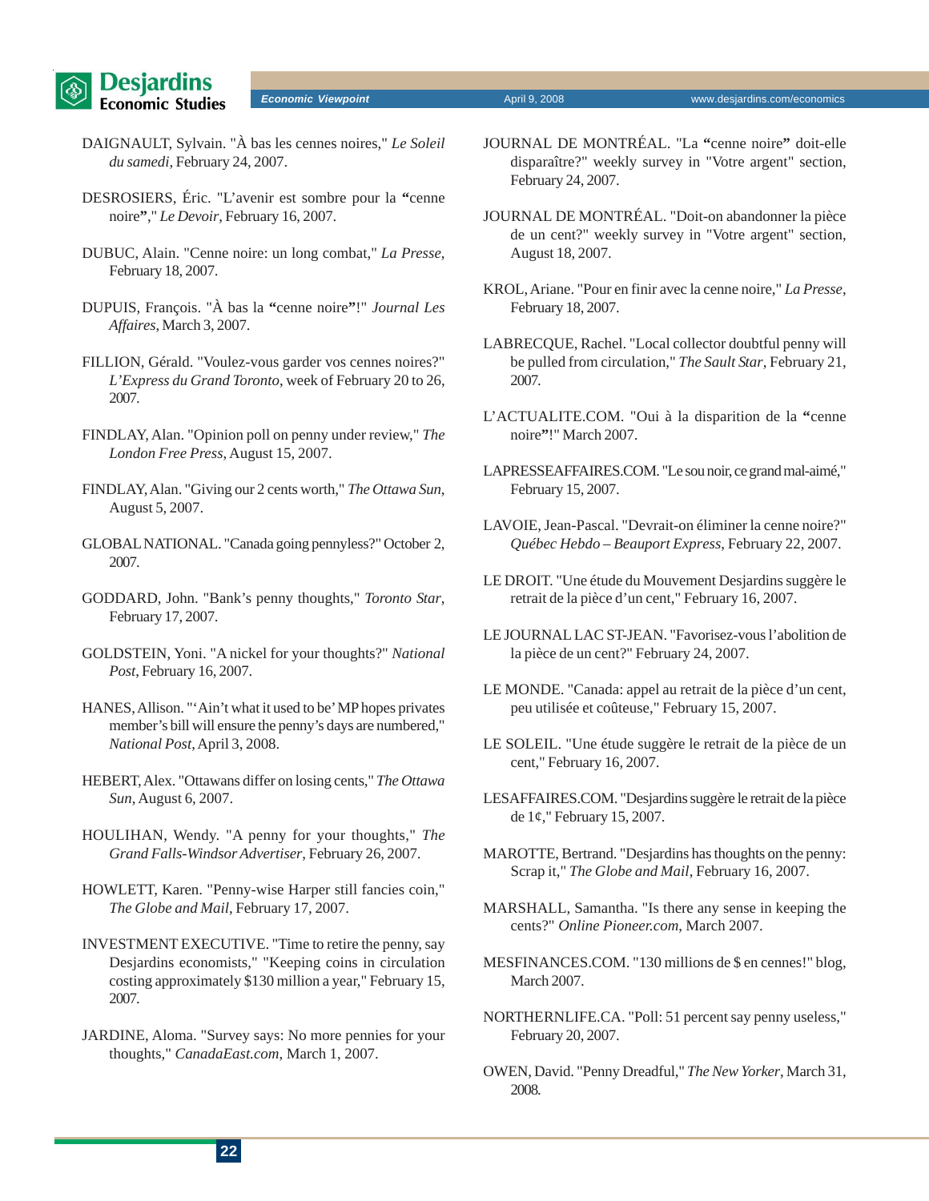DAIGNAULT, Sylvain. "À bas les cennes noires," *Le Soleil du samedi*, February 24, 2007.

DESROSIERS, Éric. "L'avenir est sombre pour la **"**cenne noire**"**," *Le Devoir*, February 16, 2007.

DUBUC, Alain. "Cenne noire: un long combat," *La Presse*, February 18, 2007.

DUPUIS, François. "À bas la **"**cenne noire**"**!" *Journal Les Affaires*, March 3, 2007.

FILLION, Gérald. "Voulez-vous garder vos cennes noires?" *L'Express du Grand Toronto*, week of February 20 to 26, 2007.

FINDLAY, Alan. "Opinion poll on penny under review," *The London Free Press*, August 15, 2007.

FINDLAY, Alan. "Giving our 2 cents worth," *The Ottawa Sun*, August 5, 2007.

GLOBAL NATIONAL. "Canada going pennyless?" October 2, 2007.

GODDARD, John. "Bank's penny thoughts," *Toronto Star*, February 17, 2007.

GOLDSTEIN, Yoni. "A nickel for your thoughts?" *National Post*, February 16, 2007.

HANES, Allison. "'Ain't what it used to be' MP hopes privates member's bill will ensure the penny's days are numbered," *National Post*, April 3, 2008.

HEBERT, Alex. "Ottawans differ on losing cents," *The Ottawa Sun*, August 6, 2007.

HOULIHAN, Wendy. "A penny for your thoughts," *The Grand Falls-Windsor Advertiser*, February 26, 2007.

HOWLETT, Karen. "Penny-wise Harper still fancies coin," *The Globe and Mail*, February 17, 2007.

INVESTMENT EXECUTIVE. "Time to retire the penny, say Desjardins economists," "Keeping coins in circulation costing approximately $130 million a year," February 15, 2007.

JARDINE, Aloma. "Survey says: No more pennies for your thoughts," *CanadaEast.com*, March 1, 2007.

JOURNAL DE MONTRÉAL. "La **"**cenne noire**"** doit-elle disparaître?" weekly survey in "Votre argent" section, February 24, 2007.

JOURNAL DE MONTRÉAL. "Doit-on abandonner la pièce de un cent?" weekly survey in "Votre argent" section, August 18, 2007.

KROL, Ariane. "Pour en finir avec la cenne noire," *La Presse*, February 18, 2007.

LABRECQUE, Rachel. "Local collector doubtful penny will be pulled from circulation," *The Sault Star*, February 21, 2007.

L'ACTUALITE.COM. "Oui à la disparition de la **"**cenne noire**"**!" March 2007.

LAPRESSEAFFAIRES.COM. "Le sou noir, ce grand mal-aimé," February 15, 2007.

LAVOIE, Jean-Pascal. "Devrait-on éliminer la cenne noire?" *Québec Hebdo – Beauport Express*, February 22, 2007.

LE DROIT. "Une étude du Mouvement Desjardins suggère le retrait de la pièce d'un cent," February 16, 2007.

LE JOURNAL LAC ST-JEAN. "Favorisez-vous l'abolition de la pièce de un cent?" February 24, 2007.

LE MONDE. "Canada: appel au retrait de la pièce d'un cent, peu utilisée et coûteuse," February 15, 2007.

LE SOLEIL. "Une étude suggère le retrait de la pièce de un cent," February 16, 2007.

LESAFFAIRES.COM. "Desjardins suggère le retrait de la pièce de 1¢," February 15, 2007.

MAROTTE, Bertrand. "Desjardins has thoughts on the penny: Scrap it," *The Globe and Mail*, February 16, 2007.

MARSHALL, Samantha. "Is there any sense in keeping the cents?" *Online Pioneer.com*, March 2007.

MESFINANCES.COM. "130 millions de $ en cennes!" blog, March 2007.

NORTHERNLIFE.CA. "Poll: 51 percent say penny useless," February 20, 2007.

OWEN, David. "Penny Dreadful," *The New Yorker*, March 31, 2008.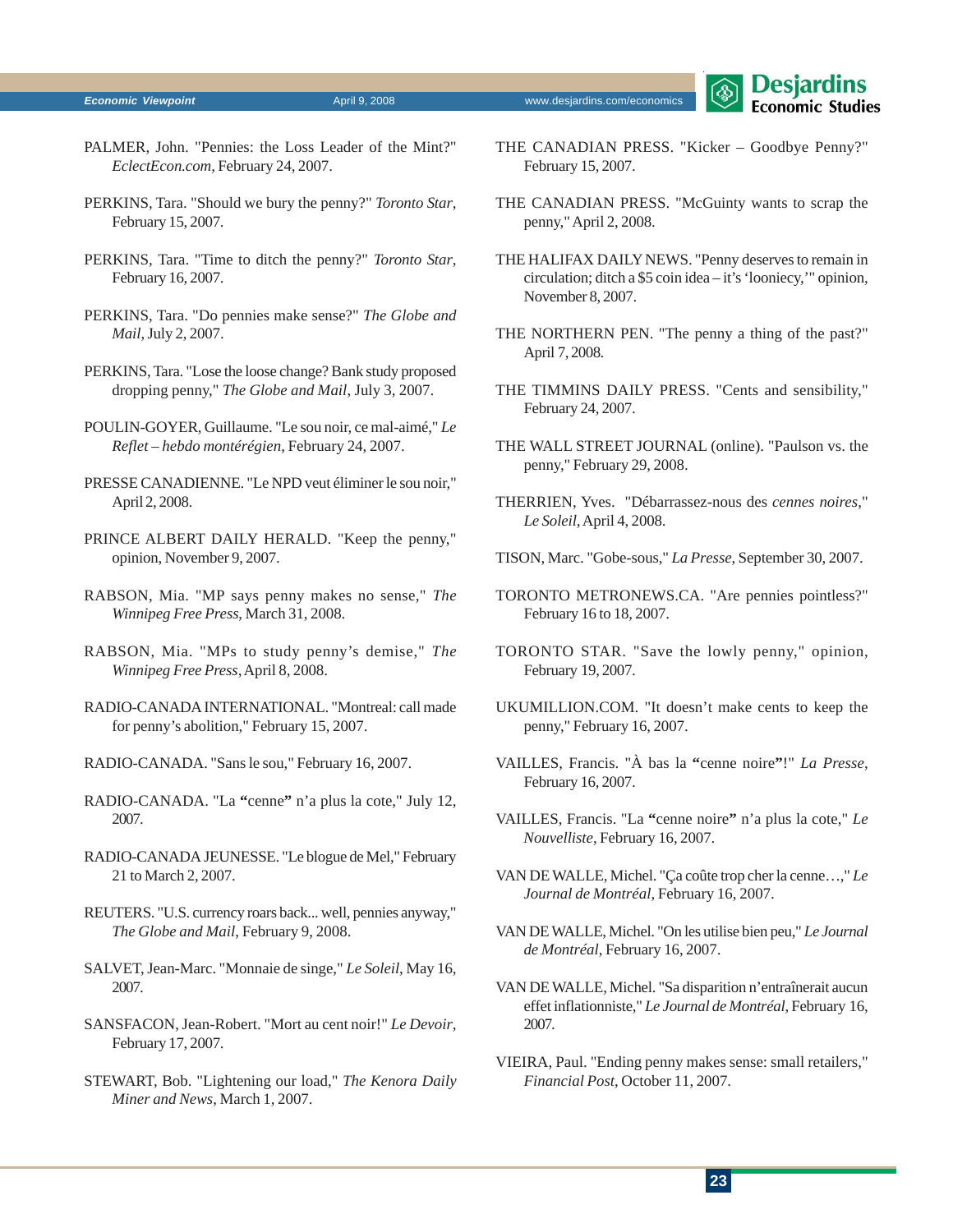PALMER, John. "Pennies: the Loss Leader of the Mint?" *EclectEcon.com*, February 24, 2007.

PERKINS, Tara. "Should we bury the penny?" *Toronto Star*, February 15, 2007.

PERKINS, Tara. "Time to ditch the penny?" *Toronto Star*, February 16, 2007.

PERKINS, Tara. "Do pennies make sense?" *The Globe and Mail*, July 2, 2007.

PERKINS, Tara. "Lose the loose change? Bank study proposed dropping penny," *The Globe and Mail*, July 3, 2007.

POULIN-GOYER, Guillaume. "Le sou noir, ce mal-aimé," *Le Reflet – hebdo montérégien*, February 24, 2007.

PRESSE CANADIENNE. "Le NPD veut éliminer le sou noir," April 2, 2008.

PRINCE ALBERT DAILY HERALD. "Keep the penny," opinion, November 9, 2007.

RABSON, Mia. "MP says penny makes no sense," *The Winnipeg Free Press*, March 31, 2008.

RABSON, Mia. "MPs to study penny's demise," *The Winnipeg Free Press*, April 8, 2008.

RADIO-CANADA INTERNATIONAL. "Montreal: call made for penny's abolition," February 15, 2007.

RADIO-CANADA. "Sans le sou," February 16, 2007.

RADIO-CANADA. "La **"**cenne**"** n'a plus la cote," July 12, 2007.

RADIO-CANADA JEUNESSE. "Le blogue de Mel," February 21 to March 2, 2007.

REUTERS. "U.S. currency roars back... well, pennies anyway," *The Globe and Mail*, February 9, 2008.

SALVET, Jean-Marc. "Monnaie de singe," *Le Soleil*, May 16, 2007.

SANSFACON, Jean-Robert. "Mort au cent noir!" *Le Devoir*, February 17, 2007.

STEWART, Bob. "Lightening our load," *The Kenora Daily Miner and News*, March 1, 2007.

THE CANADIAN PRESS. "Kicker – Goodbye Penny?" February 15, 2007.

THE CANADIAN PRESS. "McGuinty wants to scrap the penny," April 2, 2008.

THE HALIFAX DAILY NEWS. "Penny deserves to remain in circulation; ditch a $5 coin idea – it's 'looniecy,'" opinion, November 8, 2007.

THE NORTHERN PEN. "The penny a thing of the past?" April 7, 2008.

THE TIMMINS DAILY PRESS. "Cents and sensibility," February 24, 2007.

THE WALL STREET JOURNAL (online). "Paulson vs. the penny," February 29, 2008.

THERRIEN, Yves. "Débarrassez-nous des *cennes noires*," *Le Soleil*, April 4, 2008.

TISON, Marc. "Gobe-sous," *La Presse*, September 30, 2007.

TORONTO METRONEWS.CA. "Are pennies pointless?" February 16 to 18, 2007.

TORONTO STAR. "Save the lowly penny," opinion, February 19, 2007.

UKUMILLION.COM. "It doesn't make cents to keep the penny," February 16, 2007.

VAILLES, Francis. "À bas la **"**cenne noire**"**!" *La Presse*, February 16, 2007.

VAILLES, Francis. "La **"**cenne noire**"** n'a plus la cote," *Le Nouvelliste*, February 16, 2007.

VAN DE WALLE, Michel. "Ça coûte trop cher la cenne…," *Le Journal de Montréal*, February 16, 2007.

VAN DE WALLE, Michel. "On les utilise bien peu," *Le Journal de Montréal*, February 16, 2007.

VAN DE WALLE, Michel. "Sa disparition n'entraînerait aucun effet inflationniste," *Le Journal de Montréal*, February 16, 2007.

VIEIRA, Paul. "Ending penny makes sense: small retailers," *Financial Post*, October 11, 2007.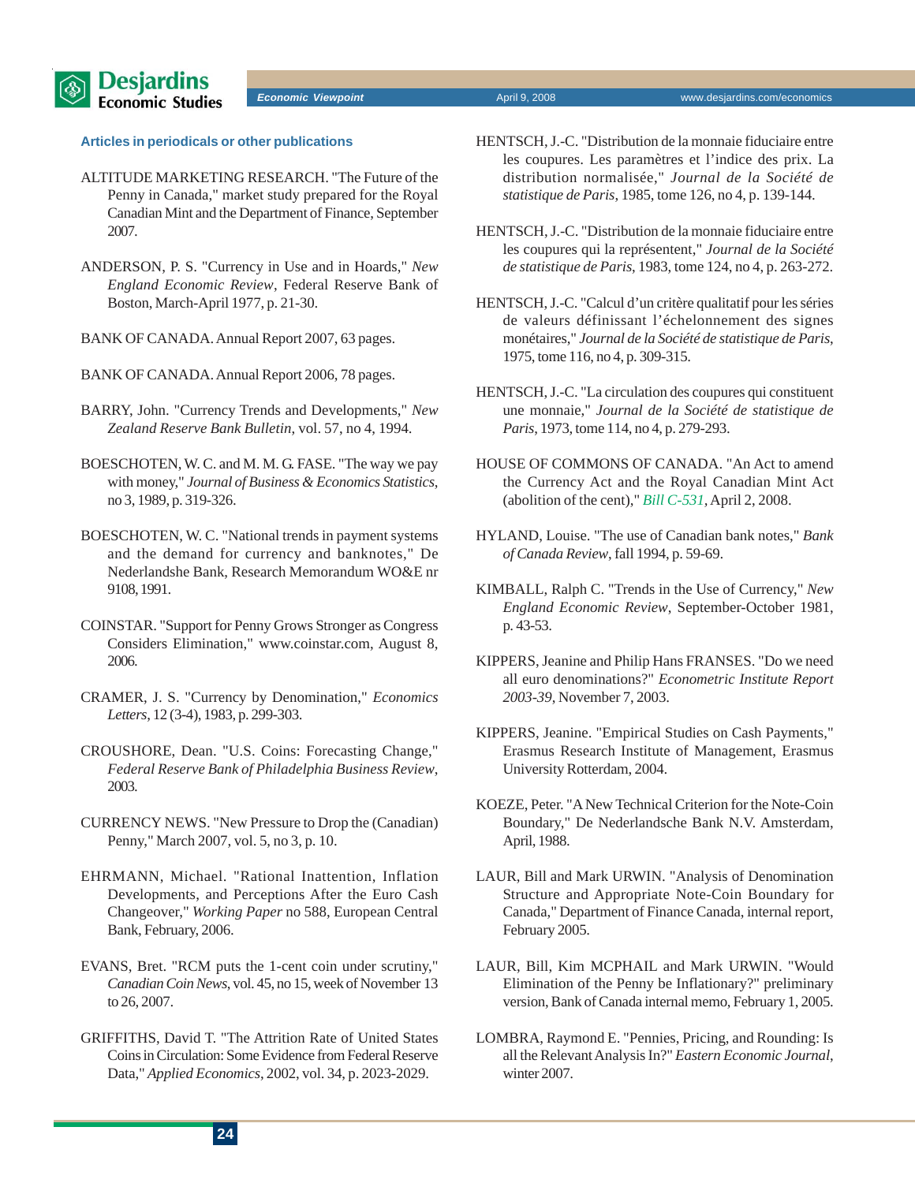### Articles in periodicals or other publications

ALTITUDE MARKETING RESEARCH. "The Future of the Penny in Canada," market study prepared for the Royal Canadian Mint and the Department of Finance, September 2007.

ANDERSON, P. S. "Currency in Use and in Hoards," *New England Economic Review*, Federal Reserve Bank of Boston, March-April 1977, p. 21-30.

BANK OF CANADA. Annual Report 2007, 63 pages.

BANK OF CANADA. Annual Report 2006, 78 pages.

BARRY, John. "Currency Trends and Developments," *New Zealand Reserve Bank Bulletin*, vol. 57, no 4, 1994.

BOESCHOTEN, W. C. and M. M. G. FASE. "The way we pay with money," *Journal of Business & Economics Statistics*, no 3, 1989, p. 319-326.

BOESCHOTEN, W. C. "National trends in payment systems and the demand for currency and banknotes," De Nederlandshe Bank, Research Memorandum WO&E nr 9108, 1991.

COINSTAR. "Support for Penny Grows Stronger as Congress Considers Elimination," www.coinstar.com, August 8, 2006.

CRAMER, J. S. "Currency by Denomination," *Economics Letters*, 12 (3-4), 1983, p. 299-303.

CROUSHORE, Dean. "U.S. Coins: Forecasting Change," *Federal Reserve Bank of Philadelphia Business Review*, 2003.

CURRENCY NEWS. "New Pressure to Drop the (Canadian) Penny," March 2007, vol. 5, no 3, p. 10.

EHRMANN, Michael. "Rational Inattention, Inflation Developments, and Perceptions After the Euro Cash Changeover," *Working Paper* no 588, European Central Bank, February, 2006.

EVANS, Bret. "RCM puts the 1-cent coin under scrutiny," *Canadian Coin News*, vol. 45, no 15, week of November 13 to 26, 2007.

GRIFFITHS, David T. "The Attrition Rate of United States Coins in Circulation: Some Evidence from Federal Reserve Data," *Applied Economics*, 2002, vol. 34, p. 2023-2029.

HENTSCH, J.-C. "Distribution de la monnaie fiduciaire entre les coupures. Les paramètres et l'indice des prix. La distribution normalisée," *Journal de la Société de statistique de Paris*, 1985, tome 126, no 4, p. 139-144.

HENTSCH, J.-C. "Distribution de la monnaie fiduciaire entre les coupures qui la représentent," *Journal de la Société de statistique de Paris*, 1983, tome 124, no 4, p. 263-272.

HENTSCH, J.-C. "Calcul d'un critère qualitatif pour les séries de valeurs définissant l'échelonnement des signes monétaires," *Journal de la Société de statistique de Paris*, 1975, tome 116, no 4, p. 309-315.

HENTSCH, J.-C. "La circulation des coupures qui constituent une monnaie," *Journal de la Société de statistique de Paris*, 1973, tome 114, no 4, p. 279-293.

HOUSE OF COMMONS OF CANADA. "An Act to amend the Currency Act and the Royal Canadian Mint Act (abolition of the cent)," *Bill C-531*, April 2, 2008.

HYLAND, Louise. "The use of Canadian bank notes," *Bank of Canada Review*, fall 1994, p. 59-69.

KIMBALL, Ralph C. "Trends in the Use of Currency," *New England Economic Review*, September-October 1981, p. 43-53.

KIPPERS, Jeanine and Philip Hans FRANSES. "Do we need all euro denominations?" *Econometric Institute Report 2003-39*, November 7, 2003.

KIPPERS, Jeanine. "Empirical Studies on Cash Payments," Erasmus Research Institute of Management, Erasmus University Rotterdam, 2004.

KOEZE, Peter. "A New Technical Criterion for the Note-Coin Boundary," De Nederlandsche Bank N.V. Amsterdam, April, 1988.

LAUR, Bill and Mark URWIN. "Analysis of Denomination Structure and Appropriate Note-Coin Boundary for Canada," Department of Finance Canada, internal report, February 2005.

LAUR, Bill, Kim MCPHAIL and Mark URWIN. "Would Elimination of the Penny be Inflationary?" preliminary version, Bank of Canada internal memo, February 1, 2005.

LOMBRA, Raymond E. "Pennies, Pricing, and Rounding: Is all the Relevant Analysis In?" *Eastern Economic Journal*, winter 2007.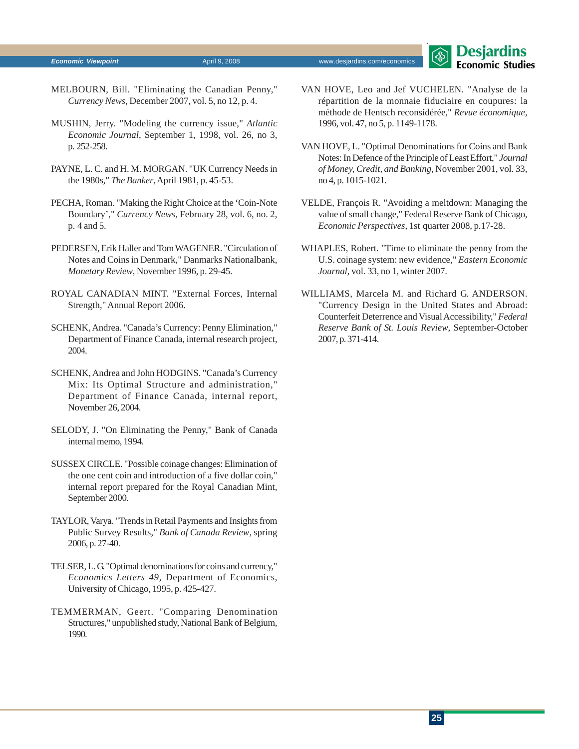MELBOURN, Bill. "Eliminating the Canadian Penny," *Currency News*, December 2007, vol. 5, no 12, p. 4.

MUSHIN, Jerry. "Modeling the currency issue," *Atlantic Economic Journal*, September 1, 1998, vol. 26, no 3, p. 252-258.

PAYNE, L. C. and H. M. MORGAN. "UK Currency Needs in the 1980s," *The Banker*, April 1981, p. 45-53.

PECHA, Roman. "Making the Right Choice at the 'Coin-Note Boundary'," *Currency News*, February 28, vol. 6, no. 2, p. 4 and 5.

PEDERSEN, Erik Haller and Tom WAGENER. "Circulation of Notes and Coins in Denmark," Danmarks Nationalbank, *Monetary Review*, November 1996, p. 29-45.

ROYAL CANADIAN MINT. "External Forces, Internal Strength," Annual Report 2006.

SCHENK, Andrea. "Canada's Currency: Penny Elimination," Department of Finance Canada, internal research project, 2004.

SCHENK, Andrea and John HODGINS. "Canada's Currency Mix: Its Optimal Structure and administration," Department of Finance Canada, internal report, November 26, 2004.

SELODY, J. "On Eliminating the Penny," Bank of Canada internal memo, 1994.

SUSSEX CIRCLE. "Possible coinage changes: Elimination of the one cent coin and introduction of a five dollar coin," internal report prepared for the Royal Canadian Mint, September 2000.

TAYLOR, Varya. "Trends in Retail Payments and Insights from Public Survey Results," *Bank of Canada Review*, spring 2006, p. 27-40.

TELSER, L. G. "Optimal denominations for coins and currency," *Economics Letters 49*, Department of Economics, University of Chicago, 1995, p. 425-427.

TEMMERMAN, Geert. "Comparing Denomination Structures," unpublished study, National Bank of Belgium, 1990.

VAN HOVE, Leo and Jef VUCHELEN. "Analyse de la répartition de la monnaie fiduciaire en coupures: la méthode de Hentsch reconsidérée," *Revue économique*, 1996, vol. 47, no 5, p. 1149-1178.

VAN HOVE, L. "Optimal Denominations for Coins and Bank Notes: In Defence of the Principle of Least Effort," *Journal of Money, Credit, and Banking*, November 2001, vol. 33, no 4, p. 1015-1021.

VELDE, François R. "Avoiding a meltdown: Managing the value of small change," Federal Reserve Bank of Chicago, *Economic Perspectives*, 1st quarter 2008, p.17-28.

WHAPLES, Robert. "Time to eliminate the penny from the U.S. coinage system: new evidence," *Eastern Economic Journal*, vol. 33, no 1, winter 2007.

WILLIAMS, Marcela M. and Richard G. ANDERSON. "Currency Design in the United States and Abroad: Counterfeit Deterrence and Visual Accessibility," *Federal Reserve Bank of St. Louis Review*, September-October 2007, p. 371-414.